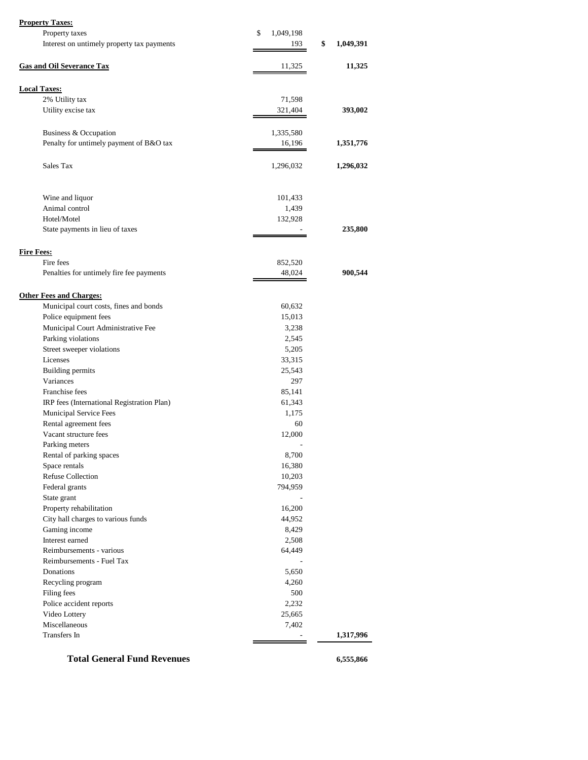| | | |
|---|---|---|
| **Property Taxes:** | | |
| Property taxes | $ 1,049,198 | |
| Interest on untimely property tax payments | 193 | $ **1,049,391** |
| **Gas and Oil Severance Tax** | 11,325 | **11,325** |
| **Local Taxes:** | | |
| 2% Utility tax | 71,598 | |
| Utility excise tax | 321,404 | **393,002** |
| Business & Occupation | 1,335,580 | |
| Penalty for untimely payment of B&O tax | 16,196 | **1,351,776** |
| Sales Tax | 1,296,032 | **1,296,032** |
| Wine and liquor | 101,433 | |
| Animal control | 1,439 | |
| Hotel/Motel | 132,928 | |
| State payments in lieu of taxes | - | **235,800** |
| **Fire Fees:** | | |
| Fire fees | 852,520 | |
| Penalties for untimely fire fee payments | 48,024 | **900,544** |
| **Other Fees and Charges:** | | |
| Municipal court costs, fines and bonds | 60,632 | |
| Police equipment fees | 15,013 | |
| Municipal Court Administrative Fee | 3,238 | |
| Parking violations | 2,545 | |
| Street sweeper violations | 5,205 | |
| Licenses | 33,315 | |
| Building permits | 25,543 | |
| Variances | 297 | |
| Franchise fees | 85,141 | |
| IRP fees (International Registration Plan) | 61,343 | |
| Municipal Service Fees | 1,175 | |
| Rental agreement fees | 60 | |
| Vacant structure fees | 12,000 | |
| Parking meters | - | |
| Rental of parking spaces | 8,700 | |
| Space rentals | 16,380 | |
| Refuse Collection | 10,203 | |
| Federal grants | 794,959 | |
| State grant | - | |
| Property rehabilitation | 16,200 | |
| City hall charges to various funds | 44,952 | |
| Gaming income | 8,429 | |
| Interest earned | 2,508 | |
| Reimbursements - various | 64,449 | |
| Reimbursements - Fuel Tax | - | |
| Donations | 5,650 | |
| Recycling program | 4,260 | |
| Filing fees | 500 | |
| Police accident reports | 2,232 | |
| Video Lottery | 25,665 | |
| Miscellaneous | 7,402 | |
| Transfers In | - | **1,317,996** |
| **Total General Fund Revenues** | | **6,555,866** |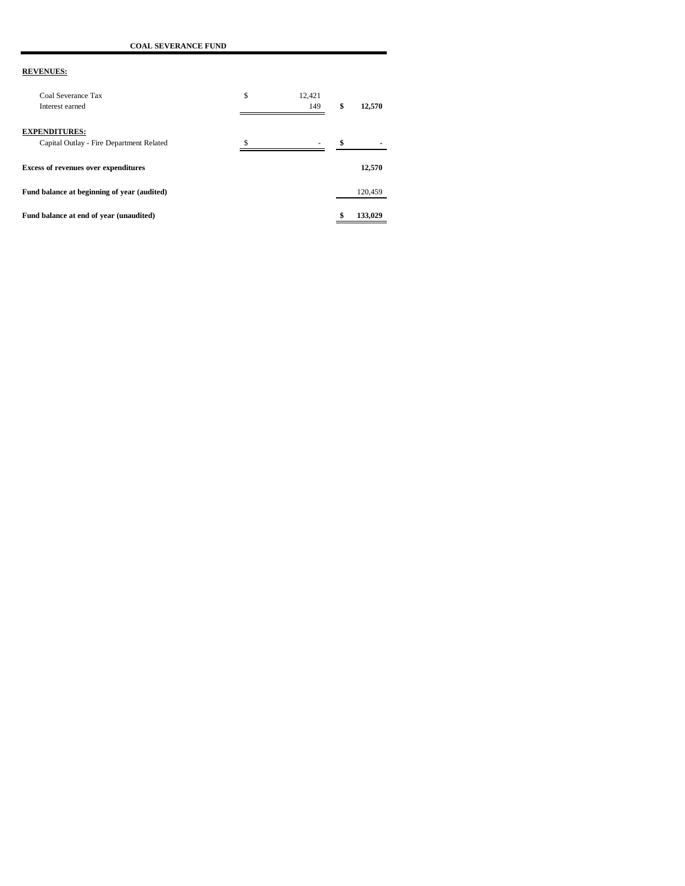**COAL SEVERANCE FUND**

| | | |
|---|---|---|
| **REVENUES:** | | |
| Coal Severance Tax | $ 12,421 | |
| Interest earned | 149 | **$ 12,570** |
| **EXPENDITURES:** | | |
| Capital Outlay - Fire Department Related | $ - | **$ -** |
| **Excess of revenues over expenditures** | | **12,570** |
| **Fund balance at beginning of year (audited)** | | 120,459 |
| **Fund balance at end of year (unaudited)** | | **$ 133,029** |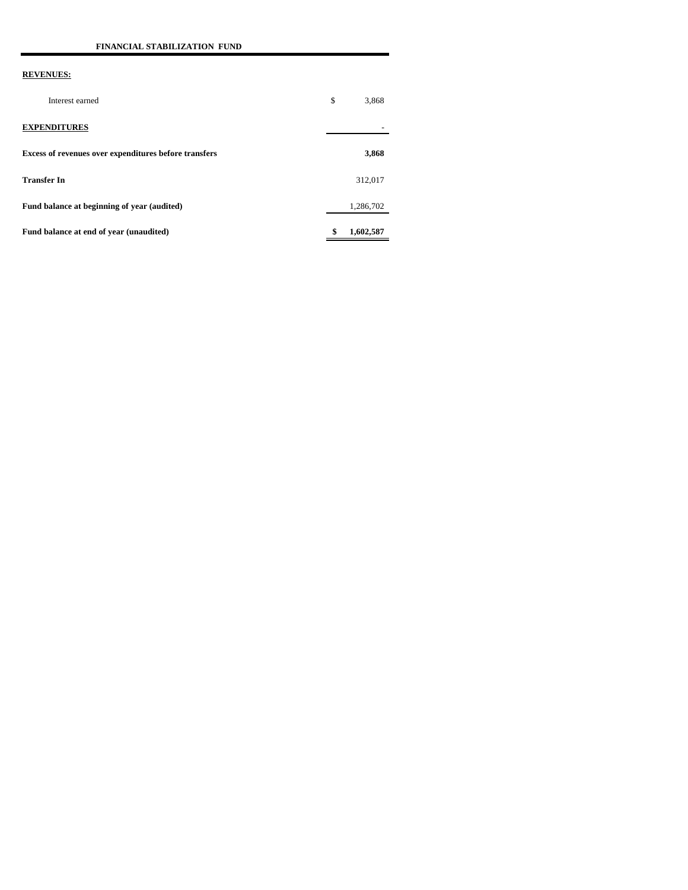**FINANCIAL STABILIZATION FUND**

| | | |
|---|---|---|
| **REVENUES:** | | |
| Interest earned | $ | 3,868 |
| **EXPENDITURES** | | - |
| **Excess of revenues over expenditures before transfers** | | **3,868** |
| **Transfer In** | | 312,017 |
| **Fund balance at beginning of year (audited)** | | 1,286,702 |
| **Fund balance at end of year (unaudited)** | **$** | **1,602,587** |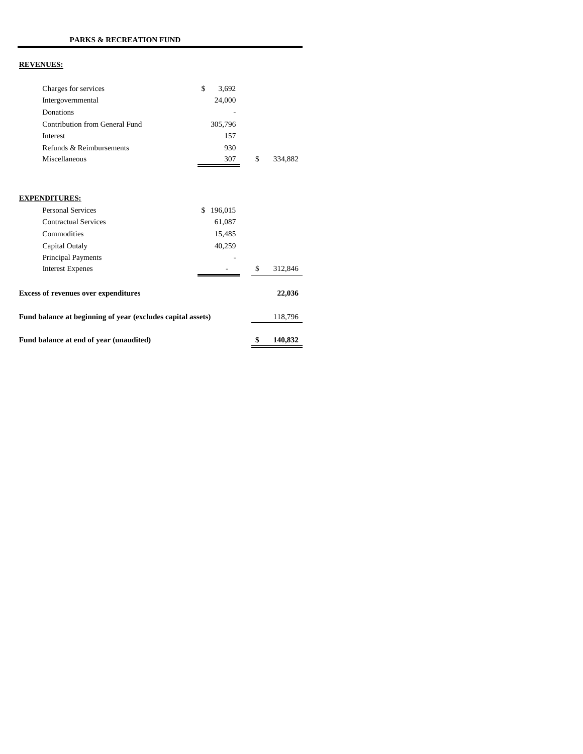**PARKS & RECREATION FUND**

**REVENUES:**

| | | |
|---|---|---|
| Charges for services | $ 3,692 | |
| Intergovernmental | 24,000 | |
| Donations | - | |
| Contribution from General Fund | 305,796 | |
| Interest | 157 | |
| Refunds & Reimbursements | 930 | |
| Miscellaneous | 307 | $ 334,882 |

**EXPENDITURES:**

| | | |
|---|---|---|
| Personal Services | $ 196,015 | |
| Contractual Services | 61,087 | |
| Commodities | 15,485 | |
| Capital Outaly | 40,259 | |
| Principal Payments | - | |
| Interest Expenes | - | $ 312,846 |

| | |
|---|---|
| **Excess of revenues over expenditures** | **22,036** |
| **Fund balance at beginning of year (excludes capital assets)** | 118,796 |
| **Fund balance at end of year (unaudited)** | **$ 140,832** |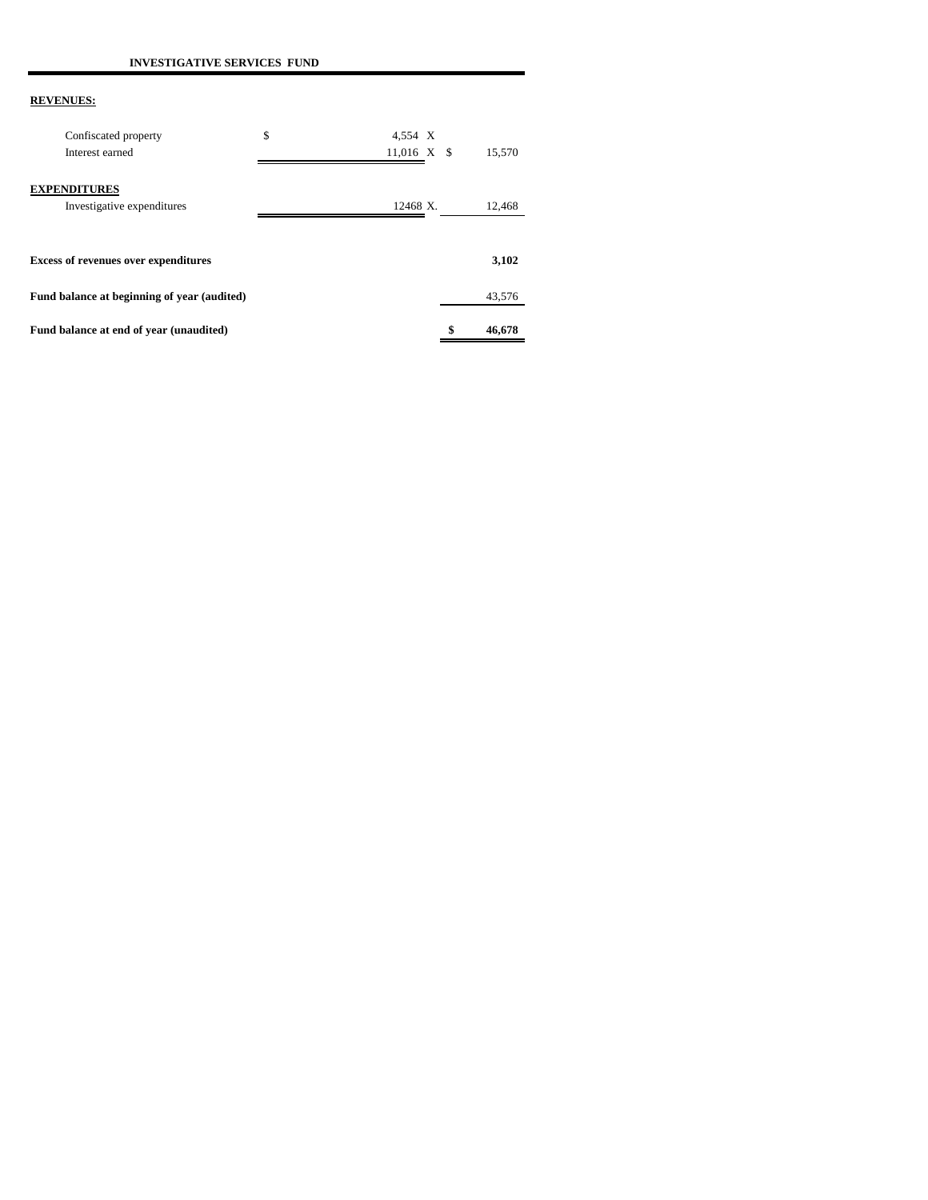**INVESTIGATIVE SERVICES FUND**

| | | | | |
|---|---|---|---|---|
| **REVENUES:** | | | | |
| Confiscated property | $ | 4,554 X | | |
| Interest earned | | 11,016 X | $ | 15,570 |
| **EXPENDITURES** | | | | |
| Investigative expenditures | | 12468 X. | | 12,468 |
| **Excess of revenues over expenditures** | | | | **3,102** |
| **Fund balance at beginning of year (audited)** | | | | 43,576 |
| **Fund balance at end of year (unaudited)** | | | **$** | **46,678** |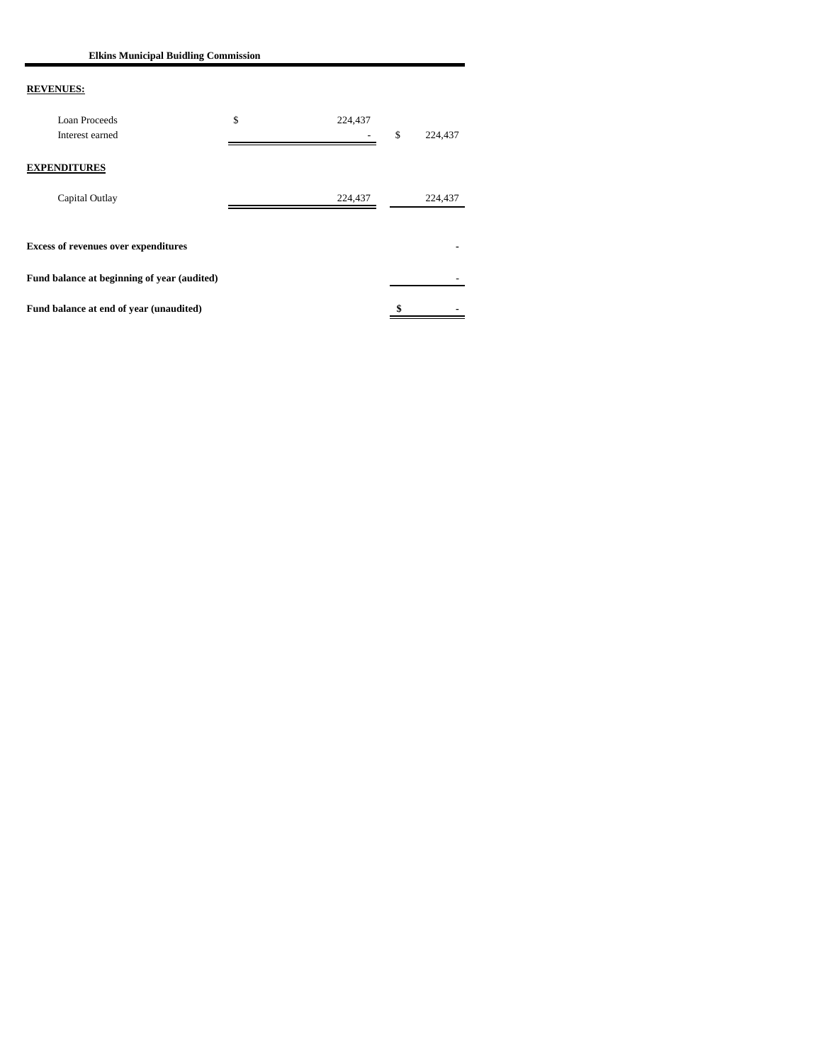**Elkins Municipal Buidling Commission**

| | | |
|---|---|---|
| **REVENUES:** | | |
| Loan Proceeds | $ 224,437 | |
| Interest earned | - | $ 224,437 |
| **EXPENDITURES** | | |
| Capital Outlay | 224,437 | 224,437 |
| **Excess of revenues over expenditures** | | - |
| **Fund balance at beginning of year (audited)** | | - |
| **Fund balance at end of year (unaudited)** | | **$ -** |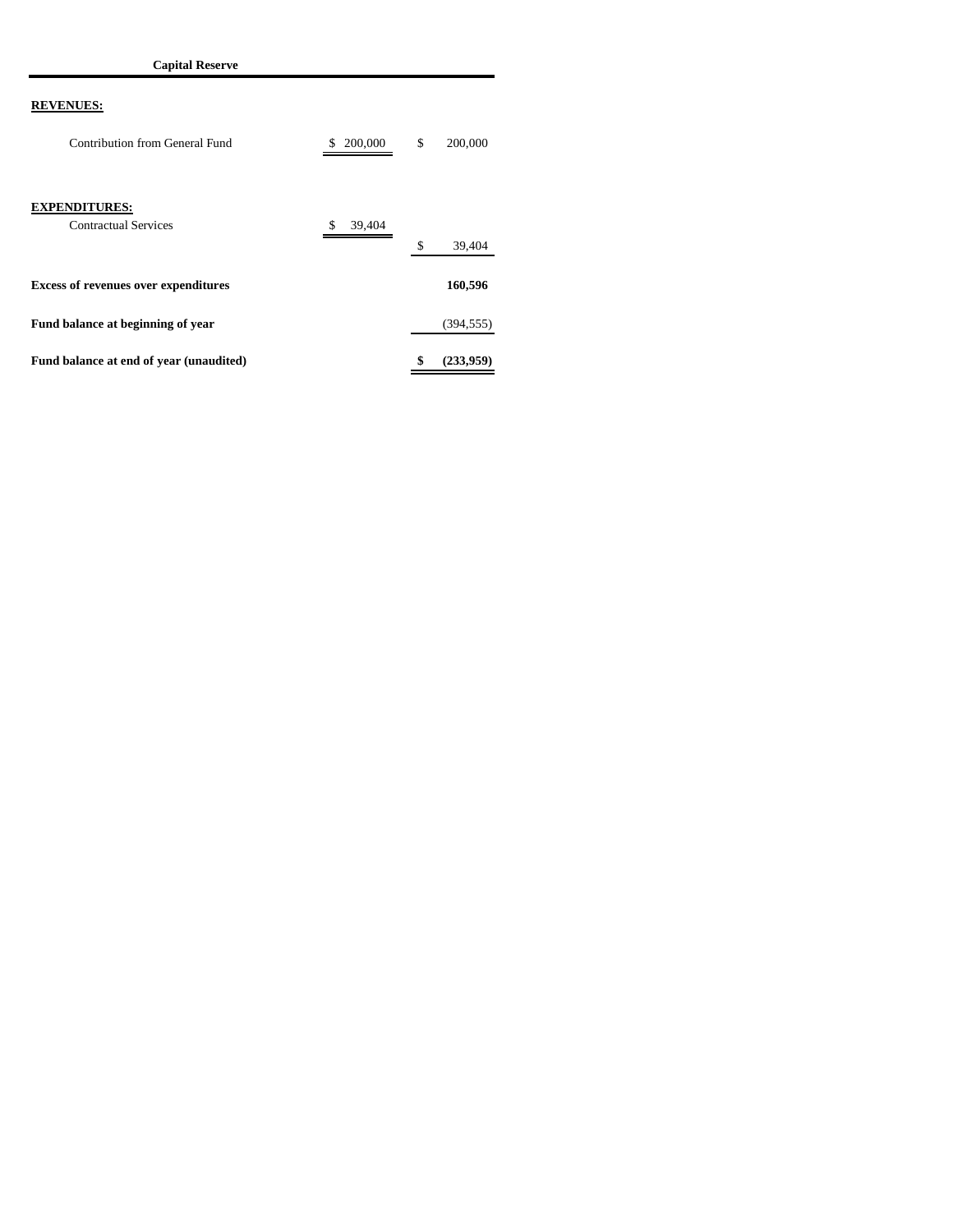**Capital Reserve**

| | | |
|---|---|---|
| **REVENUES:** | | |
| Contribution from General Fund | $ 200,000 | $ 200,000 |
| **EXPENDITURES:** | | |
| Contractual Services | $ 39,404 | |
| | | $ 39,404 |
| **Excess of revenues over expenditures** | | **160,596** |
| **Fund balance at beginning of year** | | (394,555) |
| **Fund balance at end of year (unaudited)** | | **$ (233,959)** |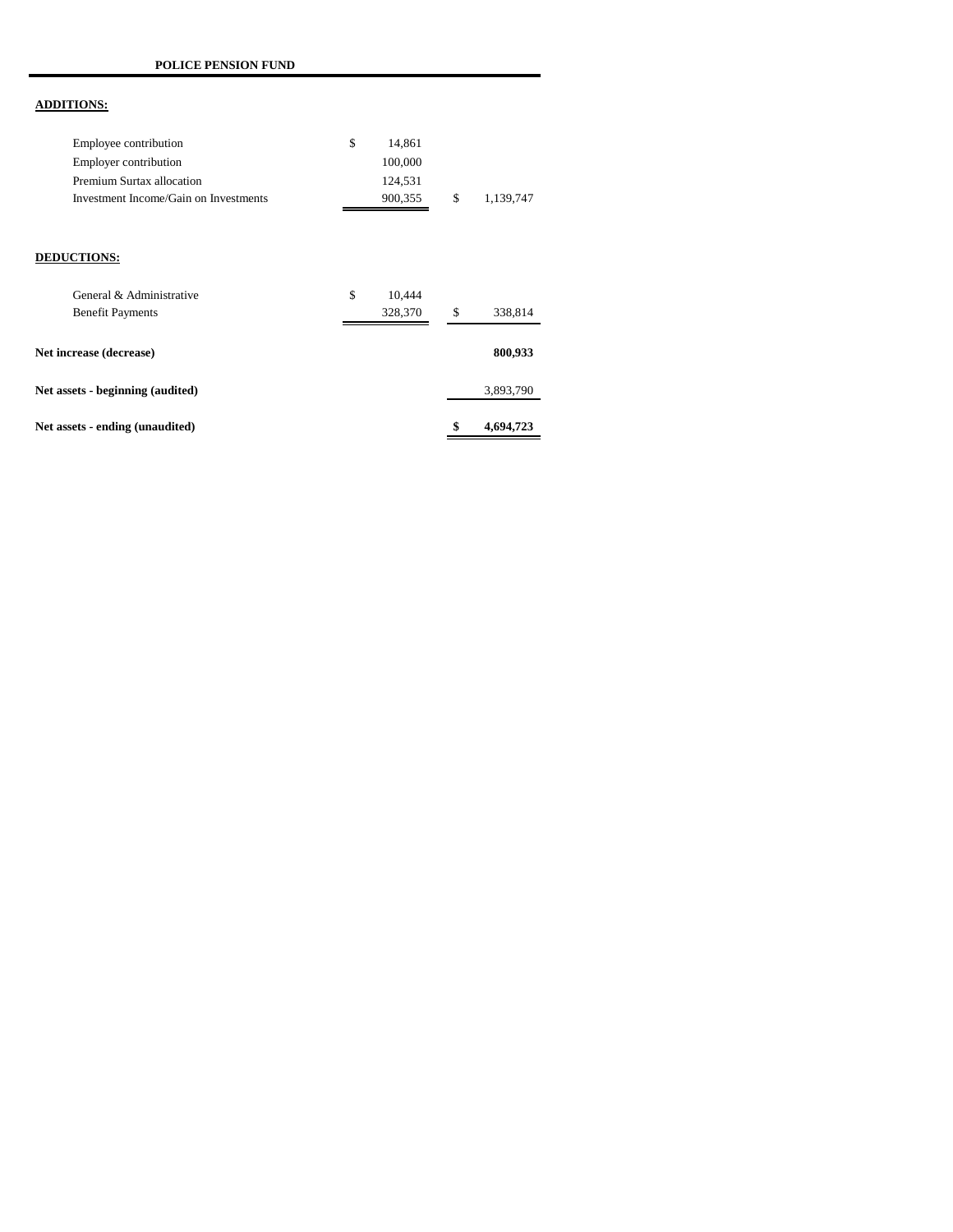**POLICE PENSION FUND**

| | | |
|---|---|---|
| **ADDITIONS:** | | |
| Employee contribution | $ 14,861 | |
| Employer contribution | 100,000 | |
| Premium Surtax allocation | 124,531 | |
| Investment Income/Gain on Investments | 900,355 | $ 1,139,747 |
| **DEDUCTIONS:** | | |
| General & Administrative | $ 10,444 | |
| Benefit Payments | 328,370 | $ 338,814 |
| **Net increase (decrease)** | | **800,933** |
| **Net assets - beginning (audited)** | | 3,893,790 |
| **Net assets - ending (unaudited)** | | **$ 4,694,723** |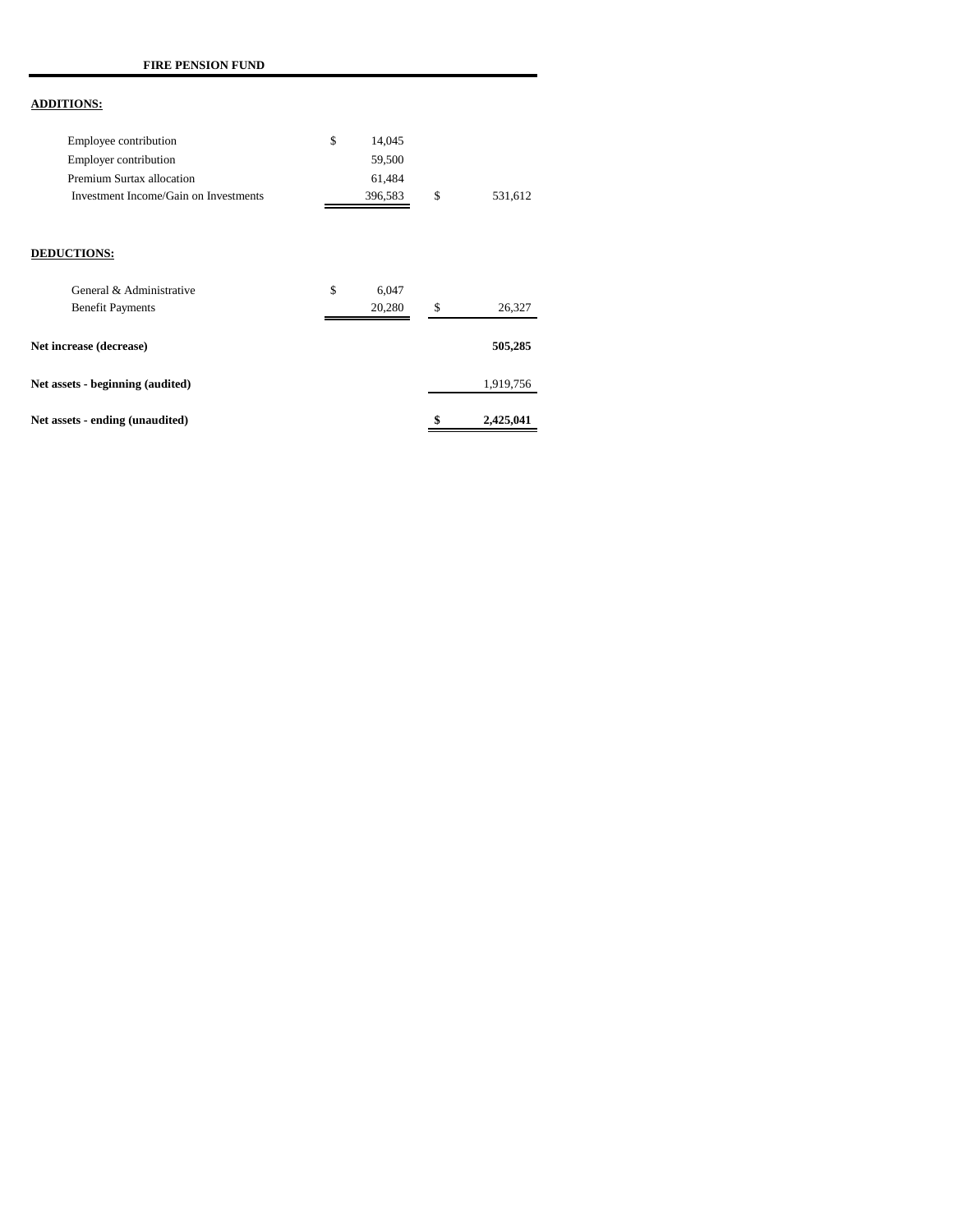**FIRE PENSION FUND**

| | | |
|---|---|---|
| **ADDITIONS:** | | |
| Employee contribution | $ 14,045 | |
| Employer contribution | 59,500 | |
| Premium Surtax allocation | 61,484 | |
| Investment Income/Gain on Investments | 396,583 | $ 531,612 |
| | | |
| **DEDUCTIONS:** | | |
| General & Administrative | $ 6,047 | |
| Benefit Payments | 20,280 | $ 26,327 |
| | | |
| **Net increase (decrease)** | | **505,285** |
| **Net assets - beginning (audited)** | | 1,919,756 |
| **Net assets - ending (unaudited)** | | **$ 2,425,041** |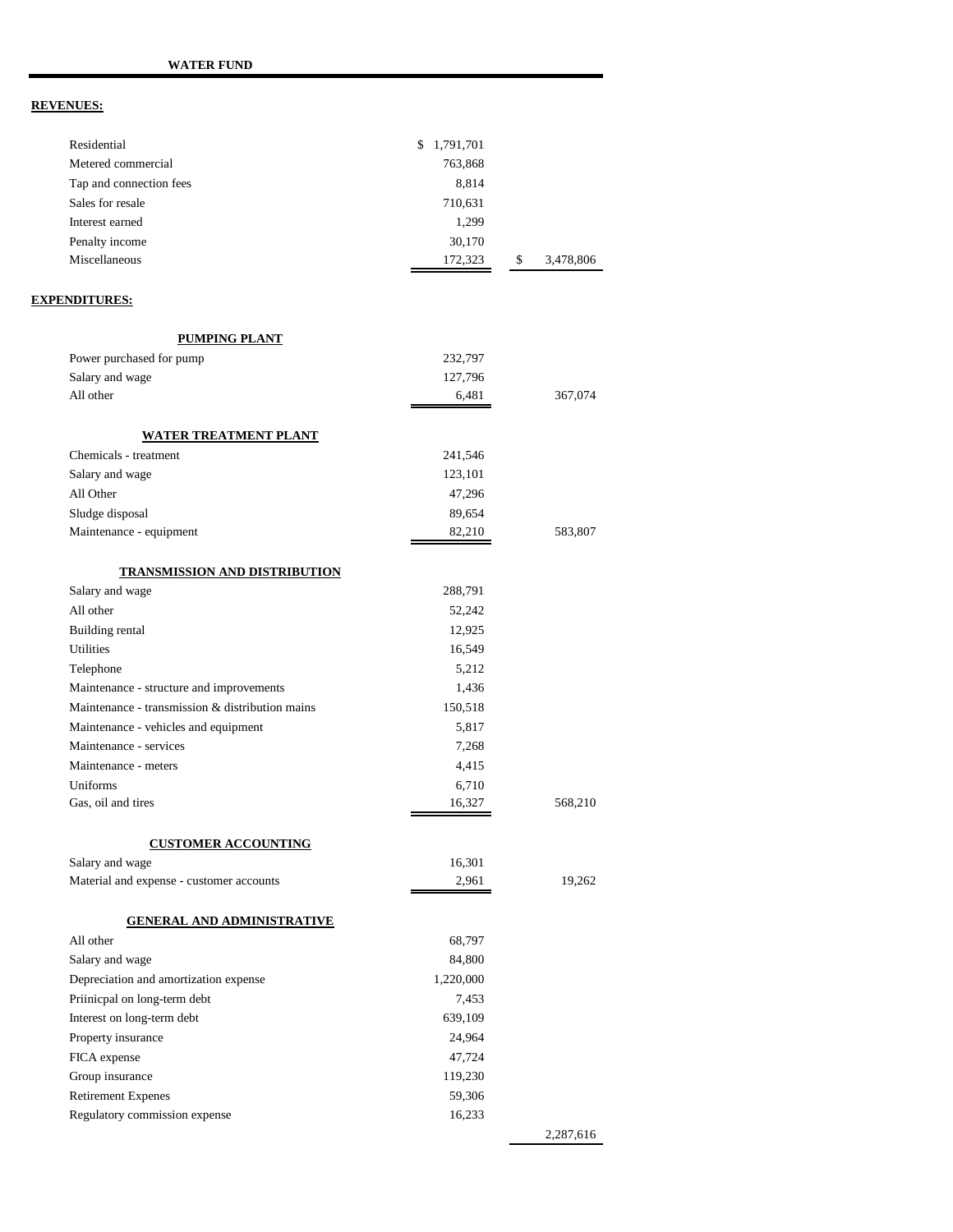**WATER FUND**

**REVENUES:**

| | | |
|---|---|---|
| Residential | $ 1,791,701 | |
| Metered commercial | 763,868 | |
| Tap and connection fees | 8,814 | |
| Sales for resale | 710,631 | |
| Interest earned | 1,299 | |
| Penalty income | 30,170 | |
| Miscellaneous | 172,323 | $ 3,478,806 |

**EXPENDITURES:**

| | | |
|---|---|---|
| **PUMPING PLANT** | | |
| Power purchased for pump | 232,797 | |
| Salary and wage | 127,796 | |
| All other | 6,481 | 367,074 |
| | | |
| **WATER TREATMENT PLANT** | | |
| Chemicals - treatment | 241,546 | |
| Salary and wage | 123,101 | |
| All Other | 47,296 | |
| Sludge disposal | 89,654 | |
| Maintenance - equipment | 82,210 | 583,807 |
| | | |
| **TRANSMISSION AND DISTRIBUTION** | | |
| Salary and wage | 288,791 | |
| All other | 52,242 | |
| Building rental | 12,925 | |
| Utilities | 16,549 | |
| Telephone | 5,212 | |
| Maintenance - structure and improvements | 1,436 | |
| Maintenance - transmission & distribution mains | 150,518 | |
| Maintenance - vehicles and equipment | 5,817 | |
| Maintenance - services | 7,268 | |
| Maintenance - meters | 4,415 | |
| Uniforms | 6,710 | |
| Gas, oil and tires | 16,327 | 568,210 |
| | | |
| **CUSTOMER ACCOUNTING** | | |
| Salary and wage | 16,301 | |
| Material and expense - customer accounts | 2,961 | 19,262 |
| | | |
| **GENERAL AND ADMINISTRATIVE** | | |
| All other | 68,797 | |
| Salary and wage | 84,800 | |
| Depreciation and amortization expense | 1,220,000 | |
| Priinicpal on long-term debt | 7,453 | |
| Interest on long-term debt | 639,109 | |
| Property insurance | 24,964 | |
| FICA expense | 47,724 | |
| Group insurance | 119,230 | |
| Retirement Expenes | 59,306 | |
| Regulatory commission expense | 16,233 | |
| | | 2,287,616 |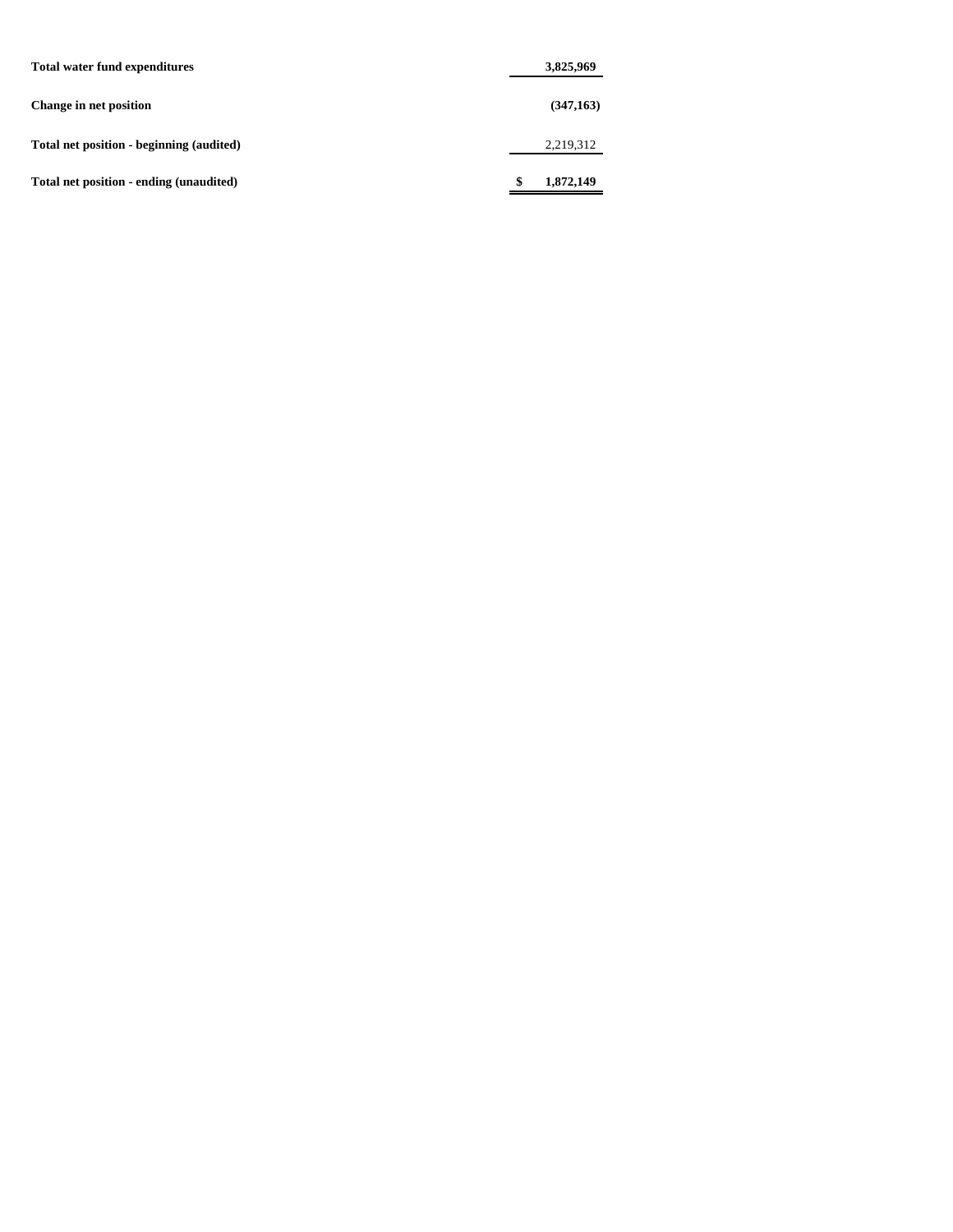| | |
|---|---|
| **Total water fund expenditures** | **3,825,969** |
| **Change in net position** | **(347,163)** |
| **Total net position - beginning (audited)** | 2,219,312 |
| **Total net position - ending (unaudited)** | **$ 1,872,149** |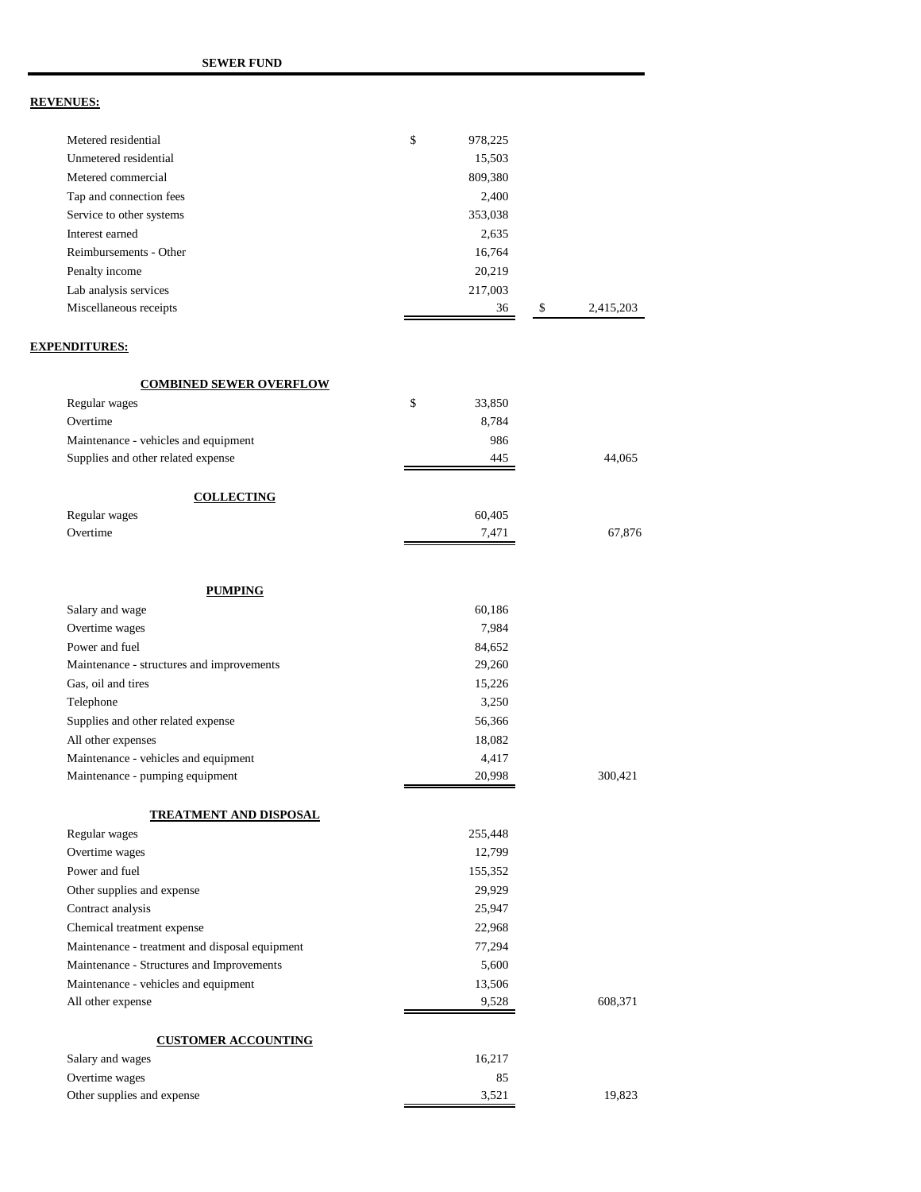**SEWER FUND**

**REVENUES:**

| | | |
|---|---|---|
| Metered residential | $ 978,225 | |
| Unmetered residential | 15,503 | |
| Metered commercial | 809,380 | |
| Tap and connection fees | 2,400 | |
| Service to other systems | 353,038 | |
| Interest earned | 2,635 | |
| Reimbursements - Other | 16,764 | |
| Penalty income | 20,219 | |
| Lab analysis services | 217,003 | |
| Miscellaneous receipts | 36 | $ 2,415,203 |

**EXPENDITURES:**

| | | |
|---|---|---|
| **COMBINED SEWER OVERFLOW** | | |
| Regular wages | $ 33,850 | |
| Overtime | 8,784 | |
| Maintenance - vehicles and equipment | 986 | |
| Supplies and other related expense | 445 | 44,065 |
| **COLLECTING** | | |
| Regular wages | 60,405 | |
| Overtime | 7,471 | 67,876 |
| **PUMPING** | | |
| Salary and wage | 60,186 | |
| Overtime wages | 7,984 | |
| Power and fuel | 84,652 | |
| Maintenance - structures and improvements | 29,260 | |
| Gas, oil and tires | 15,226 | |
| Telephone | 3,250 | |
| Supplies and other related expense | 56,366 | |
| All other expenses | 18,082 | |
| Maintenance - vehicles and equipment | 4,417 | |
| Maintenance - pumping equipment | 20,998 | 300,421 |
| **TREATMENT AND DISPOSAL** | | |
| Regular wages | 255,448 | |
| Overtime wages | 12,799 | |
| Power and fuel | 155,352 | |
| Other supplies and expense | 29,929 | |
| Contract analysis | 25,947 | |
| Chemical treatment expense | 22,968 | |
| Maintenance - treatment and disposal equipment | 77,294 | |
| Maintenance - Structures and Improvements | 5,600 | |
| Maintenance - vehicles and equipment | 13,506 | |
| All other expense | 9,528 | 608,371 |
| **CUSTOMER ACCOUNTING** | | |
| Salary and wages | 16,217 | |
| Overtime wages | 85 | |
| Other supplies and expense | 3,521 | 19,823 |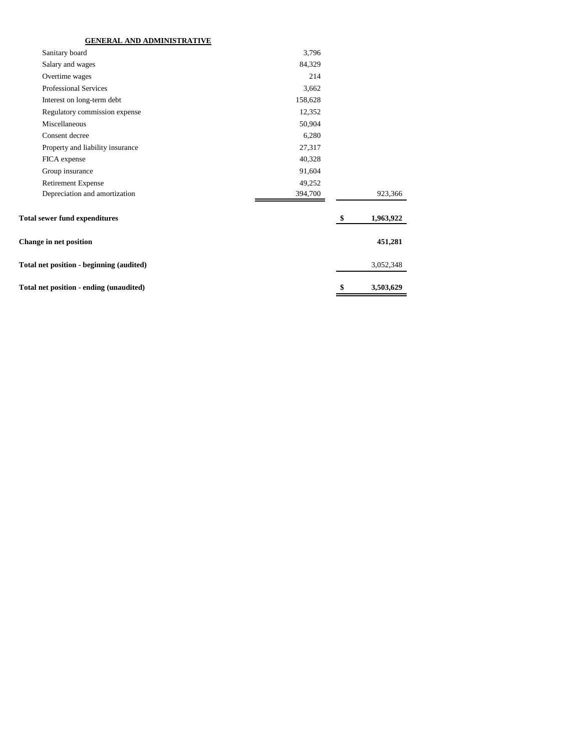| GENERAL AND ADMINISTRATIVE | | |
|---|---|---|
| Sanitary board | 3,796 | |
| Salary and wages | 84,329 | |
| Overtime wages | 214 | |
| Professional Services | 3,662 | |
| Interest on long-term debt | 158,628 | |
| Regulatory commission expense | 12,352 | |
| Miscellaneous | 50,904 | |
| Consent decree | 6,280 | |
| Property and liability insurance | 27,317 | |
| FICA expense | 40,328 | |
| Group insurance | 91,604 | |
| Retirement Expense | 49,252 | |
| Depreciation and amortization | 394,700 | 923,366 |
| **Total sewer fund expenditures** | | **$ 1,963,922** |
| **Change in net position** | | **451,281** |
| **Total net position - beginning (audited)** | | 3,052,348 |
| **Total net position - ending (unaudited)** | | **$ 3,503,629** |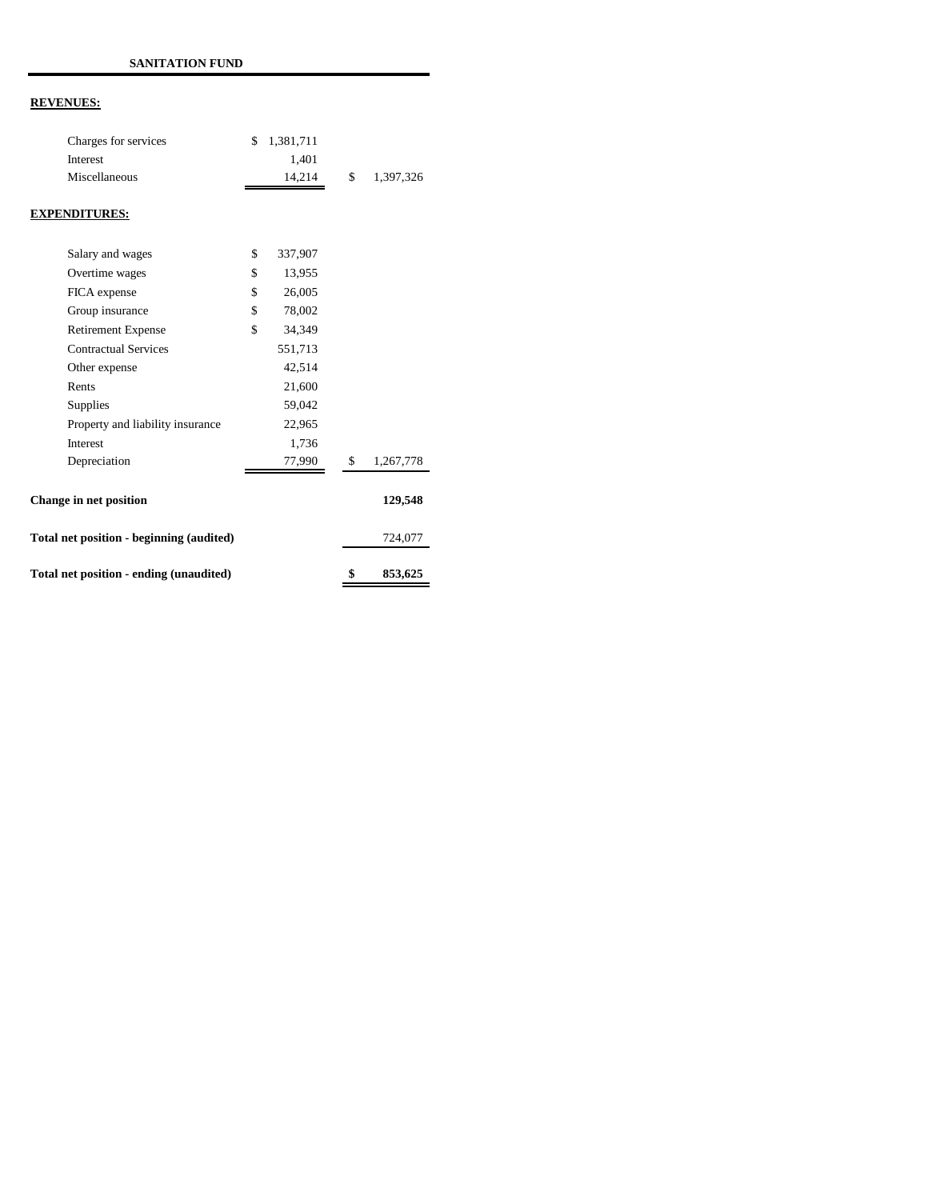## SANITATION FUND

| | | |
|---|---|---|
| **REVENUES:** | | |
| Charges for services | $ 1,381,711 | |
| Interest | 1,401 | |
| Miscellaneous | 14,214 | $ 1,397,326 |
| **EXPENDITURES:** | | |
| Salary and wages | $ 337,907 | |
| Overtime wages | $ 13,955 | |
| FICA expense | $ 26,005 | |
| Group insurance | $ 78,002 | |
| Retirement Expense | $ 34,349 | |
| Contractual Services | 551,713 | |
| Other expense | 42,514 | |
| Rents | 21,600 | |
| Supplies | 59,042 | |
| Property and liability insurance | 22,965 | |
| Interest | 1,736 | |
| Depreciation | 77,990 | $ 1,267,778 |
| **Change in net position** | | **129,548** |
| **Total net position - beginning (audited)** | | 724,077 |
| **Total net position - ending (unaudited)** | | **$ 853,625** |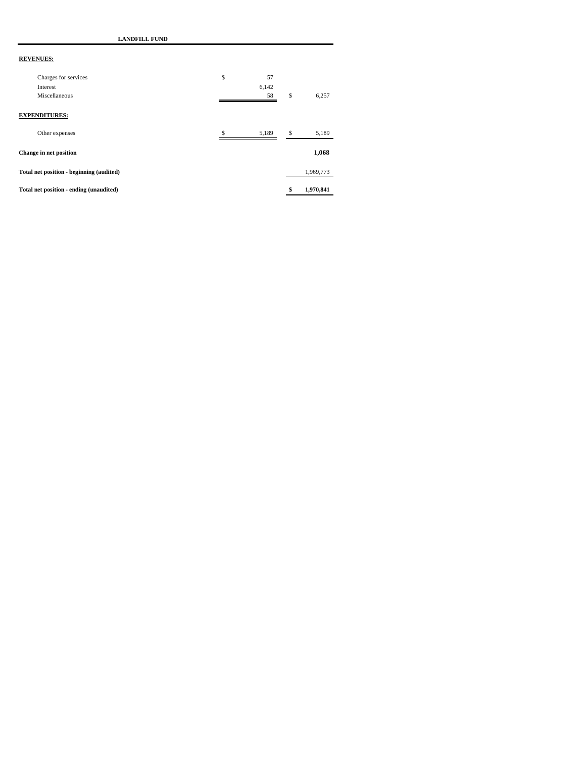**LANDFILL FUND**

| | | |
|---|---|---|
| **REVENUES:** | | |
| Charges for services | $ 57 | |
| Interest | 6,142 | |
| Miscellaneous | 58 | $ 6,257 |
| **EXPENDITURES:** | | |
| Other expenses | $ 5,189 | $ 5,189 |
| **Change in net position** | | **1,068** |
| **Total net position - beginning (audited)** | | 1,969,773 |
| **Total net position - ending (unaudited)** | | **$ 1,970,841** |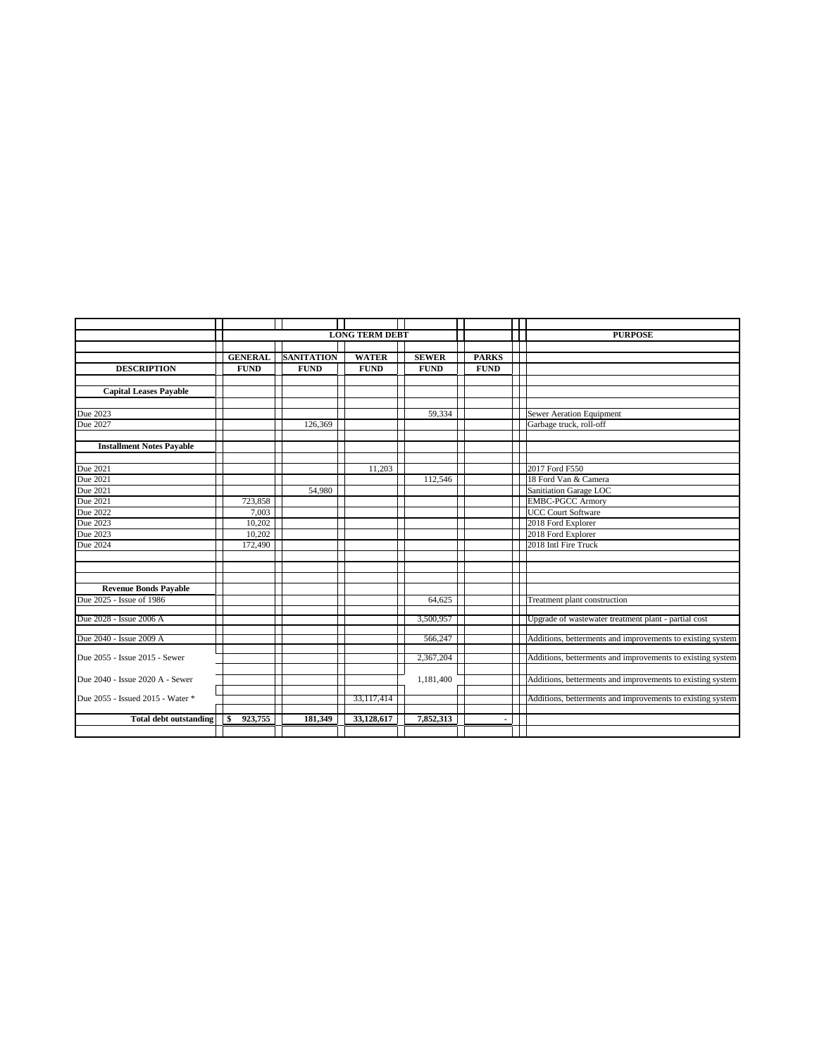| | LONG TERM DEBT | | | | | PURPOSE |
|---|---|---|---|---|---|---|
| | GENERAL | SANITATION | WATER | SEWER | PARKS | |
| DESCRIPTION | FUND | FUND | FUND | FUND | FUND | |
| **Capital Leases Payable** | | | | | | |
| Due 2023 | | | | 59,334 | | Sewer Aeration Equipment |
| Due 2027 | | 126,369 | | | | Garbage truck, roll-off |
| **Installment Notes Payable** | | | | | | |
| Due 2021 | | | 11,203 | | | 2017 Ford F550 |
| Due 2021 | | | | 112,546 | | 18 Ford Van & Camera |
| Due 2021 | | 54,980 | | | | Sanitiation Garage LOC |
| Due 2021 | 723,858 | | | | | EMBC-PGCC Armory |
| Due 2022 | 7,003 | | | | | UCC Court Software |
| Due 2023 | 10,202 | | | | | 2018 Ford Explorer |
| Due 2023 | 10,202 | | | | | 2018 Ford Explorer |
| Due 2024 | 172,490 | | | | | 2018 Intl Fire Truck |
| **Revenue Bonds Payable** | | | | | | |
| Due 2025 - Issue of 1986 | | | | 64,625 | | Treatment plant construction |
| Due 2028 - Issue 2006 A | | | | 3,500,957 | | Upgrade of wastewater treatment plant - partial cost |
| Due 2040 - Issue 2009 A | | | | 566,247 | | Additions, betterments and improvements to existing system |
| Due 2055 - Issue 2015 - Sewer | | | | 2,367,204 | | Additions, betterments and improvements to existing system |
| Due 2040 - Issue 2020 A - Sewer | | | | 1,181,400 | | Additions, betterments and improvements to existing system |
| Due 2055 - Issued 2015 - Water * | | | 33,117,414 | | | Additions, betterments and improvements to existing system |
| **Total debt outstanding** | **$ 923,755** | **181,349** | **33,128,617** | **7,852,313** | - | |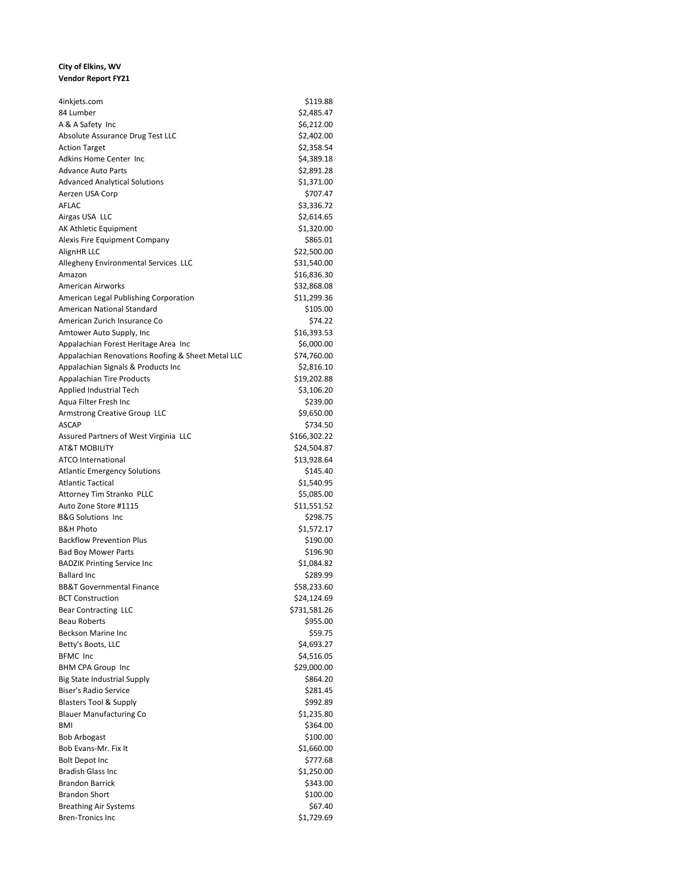**City of Elkins, WV**
**Vendor Report FY21**

| Vendor | Amount |
|---|---|
| 4inkjets.com | $119.88 |
| 84 Lumber | $2,485.47 |
| A & A Safety Inc | $6,212.00 |
| Absolute Assurance Drug Test LLC | $2,402.00 |
| Action Target | $2,358.54 |
| Adkins Home Center Inc | $4,389.18 |
| Advance Auto Parts | $2,891.28 |
| Advanced Analytical Solutions | $1,371.00 |
| Aerzen USA Corp | $707.47 |
| AFLAC | $3,336.72 |
| Airgas USA LLC | $2,614.65 |
| AK Athletic Equipment | $1,320.00 |
| Alexis Fire Equipment Company | $865.01 |
| AlignHR LLC | $22,500.00 |
| Allegheny Environmental Services LLC | $31,540.00 |
| Amazon | $16,836.30 |
| American Airworks | $32,868.08 |
| American Legal Publishing Corporation | $11,299.36 |
| American National Standard | $105.00 |
| American Zurich Insurance Co | $74.22 |
| Amtower Auto Supply, Inc | $16,393.53 |
| Appalachian Forest Heritage Area Inc | $6,000.00 |
| Appalachian Renovations Roofing & Sheet Metal LLC | $74,760.00 |
| Appalachian Signals & Products Inc | $2,816.10 |
| Appalachian Tire Products | $19,202.88 |
| Applied Industrial Tech | $3,106.20 |
| Aqua Filter Fresh Inc | $239.00 |
| Armstrong Creative Group LLC | $9,650.00 |
| ASCAP | $734.50 |
| Assured Partners of West Virginia LLC | $166,302.22 |
| AT&T MOBILITY | $24,504.87 |
| ATCO International | $13,928.64 |
| Atlantic Emergency Solutions | $145.40 |
| Atlantic Tactical | $1,540.95 |
| Attorney Tim Stranko PLLC | $5,085.00 |
| Auto Zone Store #1115 | $11,551.52 |
| B&G Solutions Inc | $298.75 |
| B&H Photo | $1,572.17 |
| Backflow Prevention Plus | $190.00 |
| Bad Boy Mower Parts | $196.90 |
| BADZIK Printing Service Inc | $1,084.82 |
| Ballard Inc | $289.99 |
| BB&T Governmental Finance | $58,233.60 |
| BCT Construction | $24,124.69 |
| Bear Contracting LLC | $731,581.26 |
| Beau Roberts | $955.00 |
| Beckson Marine Inc | $59.75 |
| Betty's Boots, LLC | $4,693.27 |
| BFMC Inc | $4,516.05 |
| BHM CPA Group Inc | $29,000.00 |
| Big State Industrial Supply | $864.20 |
| Biser's Radio Service | $281.45 |
| Blasters Tool & Supply | $992.89 |
| Blauer Manufacturing Co | $1,235.80 |
| BMI | $364.00 |
| Bob Arbogast | $100.00 |
| Bob Evans-Mr. Fix It | $1,660.00 |
| Bolt Depot Inc | $777.68 |
| Bradish Glass Inc | $1,250.00 |
| Brandon Barrick | $343.00 |
| Brandon Short | $100.00 |
| Breathing Air Systems | $67.40 |
| Bren-Tronics Inc | $1,729.69 |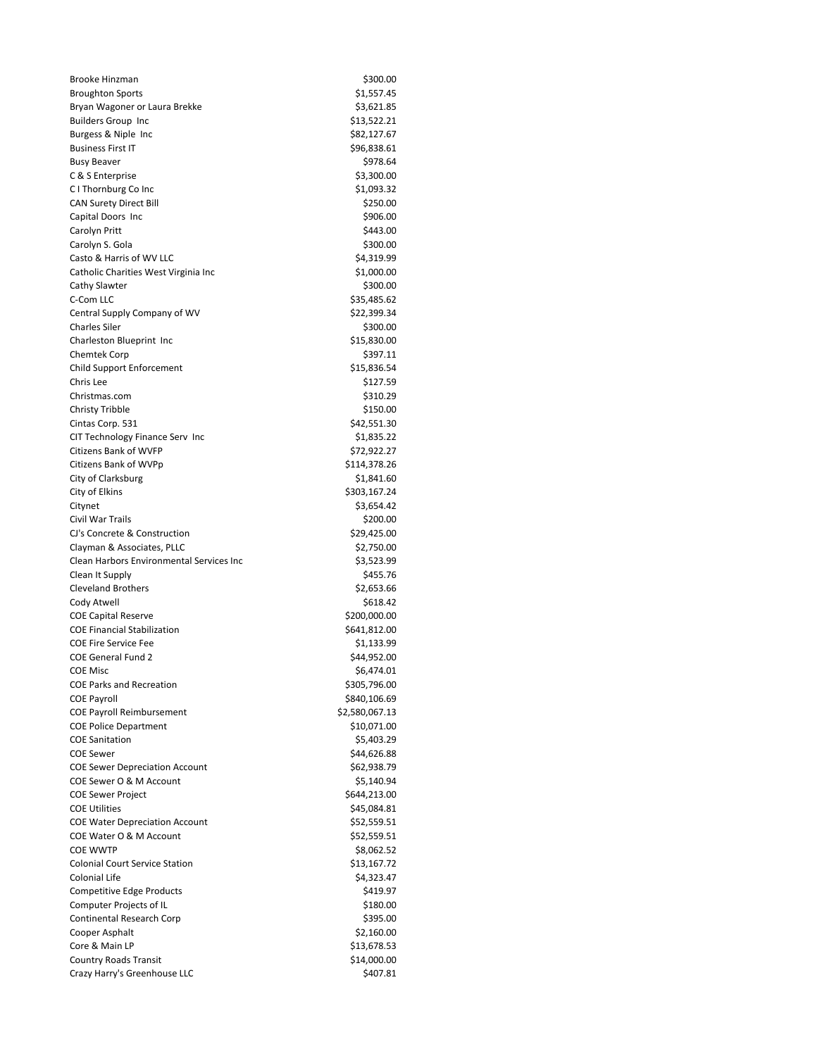| | |
|---|---|
| Brooke Hinzman | $300.00 |
| Broughton Sports | $1,557.45 |
| Bryan Wagoner or Laura Brekke | $3,621.85 |
| Builders Group Inc | $13,522.21 |
| Burgess & Niple Inc | $82,127.67 |
| Business First IT | $96,838.61 |
| Busy Beaver | $978.64 |
| C & S Enterprise | $3,300.00 |
| C I Thornburg Co Inc | $1,093.32 |
| CAN Surety Direct Bill | $250.00 |
| Capital Doors Inc | $906.00 |
| Carolyn Pritt | $443.00 |
| Carolyn S. Gola | $300.00 |
| Casto & Harris of WV LLC | $4,319.99 |
| Catholic Charities West Virginia Inc | $1,000.00 |
| Cathy Slawter | $300.00 |
| C-Com LLC | $35,485.62 |
| Central Supply Company of WV | $22,399.34 |
| Charles Siler | $300.00 |
| Charleston Blueprint Inc | $15,830.00 |
| Chemtek Corp | $397.11 |
| Child Support Enforcement | $15,836.54 |
| Chris Lee | $127.59 |
| Christmas.com | $310.29 |
| Christy Tribble | $150.00 |
| Cintas Corp. 531 | $42,551.30 |
| CIT Technology Finance Serv Inc | $1,835.22 |
| Citizens Bank of WVFP | $72,922.27 |
| Citizens Bank of WVPp | $114,378.26 |
| City of Clarksburg | $1,841.60 |
| City of Elkins | $303,167.24 |
| Citynet | $3,654.42 |
| Civil War Trails | $200.00 |
| CJ's Concrete & Construction | $29,425.00 |
| Clayman & Associates, PLLC | $2,750.00 |
| Clean Harbors Environmental Services Inc | $3,523.99 |
| Clean It Supply | $455.76 |
| Cleveland Brothers | $2,653.66 |
| Cody Atwell | $618.42 |
| COE Capital Reserve | $200,000.00 |
| COE Financial Stabilization | $641,812.00 |
| COE Fire Service Fee | $1,133.99 |
| COE General Fund 2 | $44,952.00 |
| COE Misc | $6,474.01 |
| COE Parks and Recreation | $305,796.00 |
| COE Payroll | $840,106.69 |
| COE Payroll Reimbursement | $2,580,067.13 |
| COE Police Department | $10,071.00 |
| COE Sanitation | $5,403.29 |
| COE Sewer | $44,626.88 |
| COE Sewer Depreciation Account | $62,938.79 |
| COE Sewer O & M Account | $5,140.94 |
| COE Sewer Project | $644,213.00 |
| COE Utilities | $45,084.81 |
| COE Water Depreciation Account | $52,559.51 |
| COE Water O & M Account | $52,559.51 |
| COE WWTP | $8,062.52 |
| Colonial Court Service Station | $13,167.72 |
| Colonial Life | $4,323.47 |
| Competitive Edge Products | $419.97 |
| Computer Projects of IL | $180.00 |
| Continental Research Corp | $395.00 |
| Cooper Asphalt | $2,160.00 |
| Core & Main LP | $13,678.53 |
| Country Roads Transit | $14,000.00 |
| Crazy Harry's Greenhouse LLC | $407.81 |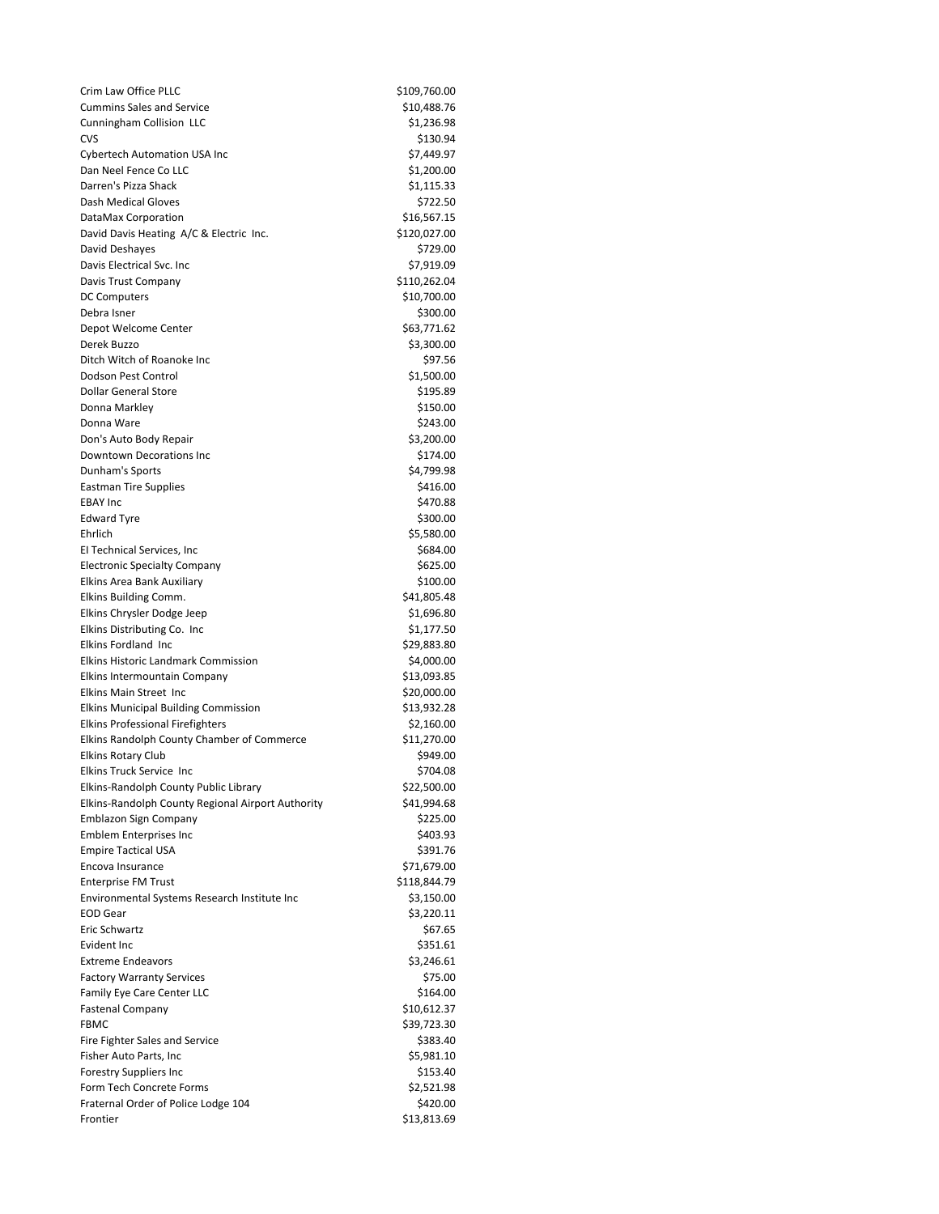| | |
|---|---|
| Crim Law Office PLLC | $109,760.00 |
| Cummins Sales and Service | $10,488.76 |
| Cunningham Collision LLC | $1,236.98 |
| CVS | $130.94 |
| Cybertech Automation USA Inc | $7,449.97 |
| Dan Neel Fence Co LLC | $1,200.00 |
| Darren's Pizza Shack | $1,115.33 |
| Dash Medical Gloves | $722.50 |
| DataMax Corporation | $16,567.15 |
| David Davis Heating A/C & Electric Inc. | $120,027.00 |
| David Deshayes | $729.00 |
| Davis Electrical Svc. Inc | $7,919.09 |
| Davis Trust Company | $110,262.04 |
| DC Computers | $10,700.00 |
| Debra Isner | $300.00 |
| Depot Welcome Center | $63,771.62 |
| Derek Buzzo | $3,300.00 |
| Ditch Witch of Roanoke Inc | $97.56 |
| Dodson Pest Control | $1,500.00 |
| Dollar General Store | $195.89 |
| Donna Markley | $150.00 |
| Donna Ware | $243.00 |
| Don's Auto Body Repair | $3,200.00 |
| Downtown Decorations Inc | $174.00 |
| Dunham's Sports | $4,799.98 |
| Eastman Tire Supplies | $416.00 |
| EBAY Inc | $470.88 |
| Edward Tyre | $300.00 |
| Ehrlich | $5,580.00 |
| EI Technical Services, Inc | $684.00 |
| Electronic Specialty Company | $625.00 |
| Elkins Area Bank Auxiliary | $100.00 |
| Elkins Building Comm. | $41,805.48 |
| Elkins Chrysler Dodge Jeep | $1,696.80 |
| Elkins Distributing Co. Inc | $1,177.50 |
| Elkins Fordland Inc | $29,883.80 |
| Elkins Historic Landmark Commission | $4,000.00 |
| Elkins Intermountain Company | $13,093.85 |
| Elkins Main Street Inc | $20,000.00 |
| Elkins Municipal Building Commission | $13,932.28 |
| Elkins Professional Firefighters | $2,160.00 |
| Elkins Randolph County Chamber of Commerce | $11,270.00 |
| Elkins Rotary Club | $949.00 |
| Elkins Truck Service Inc | $704.08 |
| Elkins-Randolph County Public Library | $22,500.00 |
| Elkins-Randolph County Regional Airport Authority | $41,994.68 |
| Emblazon Sign Company | $225.00 |
| Emblem Enterprises Inc | $403.93 |
| Empire Tactical USA | $391.76 |
| Encova Insurance | $71,679.00 |
| Enterprise FM Trust | $118,844.79 |
| Environmental Systems Research Institute Inc | $3,150.00 |
| EOD Gear | $3,220.11 |
| Eric Schwartz | $67.65 |
| Evident Inc | $351.61 |
| Extreme Endeavors | $3,246.61 |
| Factory Warranty Services | $75.00 |
| Family Eye Care Center LLC | $164.00 |
| Fastenal Company | $10,612.37 |
| FBMC | $39,723.30 |
| Fire Fighter Sales and Service | $383.40 |
| Fisher Auto Parts, Inc | $5,981.10 |
| Forestry Suppliers Inc | $153.40 |
| Form Tech Concrete Forms | $2,521.98 |
| Fraternal Order of Police Lodge 104 | $420.00 |
| Frontier | $13,813.69 |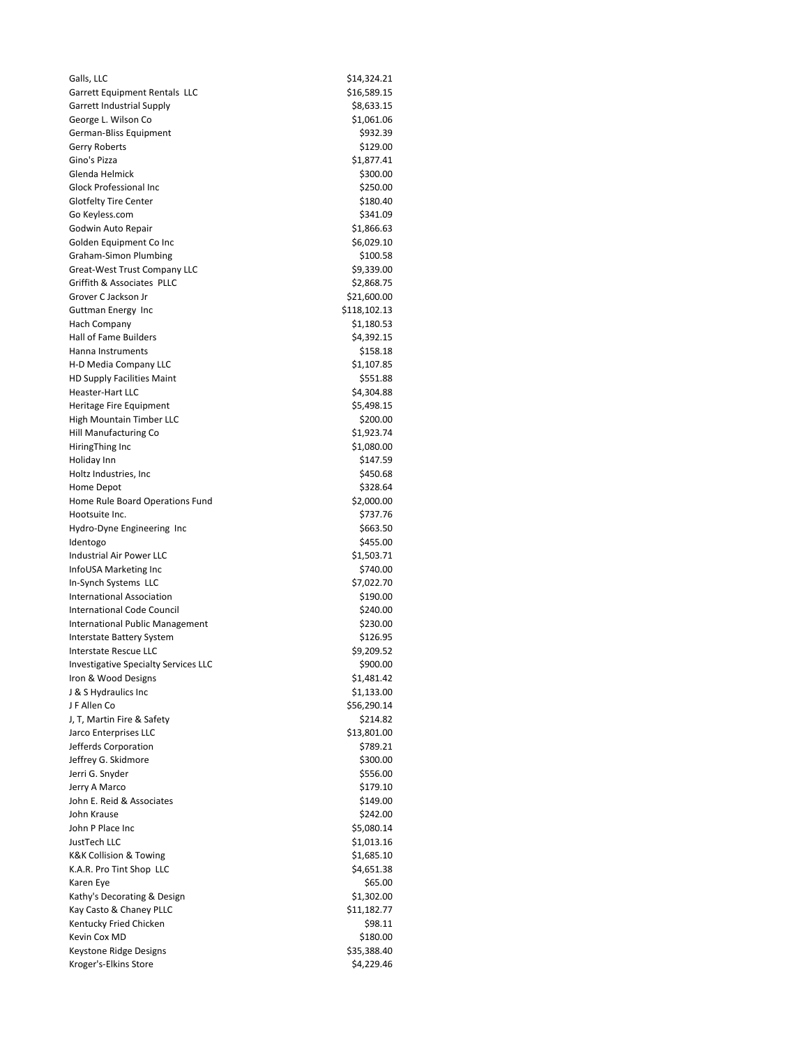| | |
|---|---:|
| Galls, LLC | $14,324.21 |
| Garrett Equipment Rentals LLC | $16,589.15 |
| Garrett Industrial Supply | $8,633.15 |
| George L. Wilson Co | $1,061.06 |
| German-Bliss Equipment | $932.39 |
| Gerry Roberts | $129.00 |
| Gino's Pizza | $1,877.41 |
| Glenda Helmick | $300.00 |
| Glock Professional Inc | $250.00 |
| Glotfelty Tire Center | $180.40 |
| Go Keyless.com | $341.09 |
| Godwin Auto Repair | $1,866.63 |
| Golden Equipment Co Inc | $6,029.10 |
| Graham-Simon Plumbing | $100.58 |
| Great-West Trust Company LLC | $9,339.00 |
| Griffith & Associates PLLC | $2,868.75 |
| Grover C Jackson Jr | $21,600.00 |
| Guttman Energy Inc | $118,102.13 |
| Hach Company | $1,180.53 |
| Hall of Fame Builders | $4,392.15 |
| Hanna Instruments | $158.18 |
| H-D Media Company LLC | $1,107.85 |
| HD Supply Facilities Maint | $551.88 |
| Heaster-Hart LLC | $4,304.88 |
| Heritage Fire Equipment | $5,498.15 |
| High Mountain Timber LLC | $200.00 |
| Hill Manufacturing Co | $1,923.74 |
| HiringThing Inc | $1,080.00 |
| Holiday Inn | $147.59 |
| Holtz Industries, Inc | $450.68 |
| Home Depot | $328.64 |
| Home Rule Board Operations Fund | $2,000.00 |
| Hootsuite Inc. | $737.76 |
| Hydro-Dyne Engineering Inc | $663.50 |
| Identogo | $455.00 |
| Industrial Air Power LLC | $1,503.71 |
| InfoUSA Marketing Inc | $740.00 |
| In-Synch Systems LLC | $7,022.70 |
| International Association | $190.00 |
| International Code Council | $240.00 |
| International Public Management | $230.00 |
| Interstate Battery System | $126.95 |
| Interstate Rescue LLC | $9,209.52 |
| Investigative Specialty Services LLC | $900.00 |
| Iron & Wood Designs | $1,481.42 |
| J & S Hydraulics Inc | $1,133.00 |
| J F Allen Co | $56,290.14 |
| J, T, Martin Fire & Safety | $214.82 |
| Jarco Enterprises LLC | $13,801.00 |
| Jefferds Corporation | $789.21 |
| Jeffrey G. Skidmore | $300.00 |
| Jerri G. Snyder | $556.00 |
| Jerry A Marco | $179.10 |
| John E. Reid & Associates | $149.00 |
| John Krause | $242.00 |
| John P Place Inc | $5,080.14 |
| JustTech LLC | $1,013.16 |
| K&K Collision & Towing | $1,685.10 |
| K.A.R. Pro Tint Shop LLC | $4,651.38 |
| Karen Eye | $65.00 |
| Kathy's Decorating & Design | $1,302.00 |
| Kay Casto & Chaney PLLC | $11,182.77 |
| Kentucky Fried Chicken | $98.11 |
| Kevin Cox MD | $180.00 |
| Keystone Ridge Designs | $35,388.40 |
| Kroger's-Elkins Store | $4,229.46 |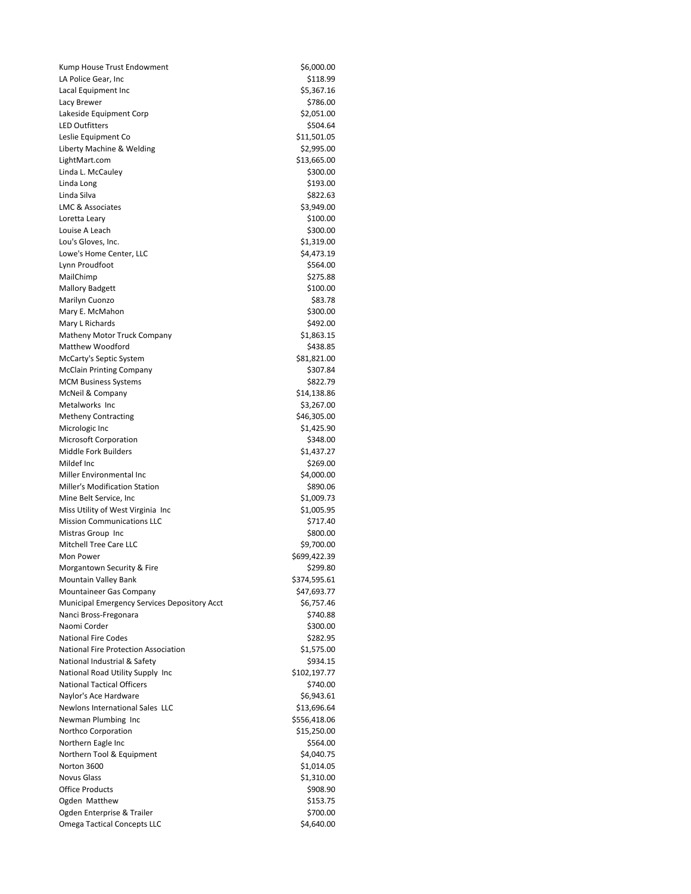| | |
|---|---|
| Kump House Trust Endowment | $6,000.00 |
| LA Police Gear, Inc | $118.99 |
| Lacal Equipment Inc | $5,367.16 |
| Lacy Brewer | $786.00 |
| Lakeside Equipment Corp | $2,051.00 |
| LED Outfitters | $504.64 |
| Leslie Equipment Co | $11,501.05 |
| Liberty Machine & Welding | $2,995.00 |
| LightMart.com | $13,665.00 |
| Linda L. McCauley | $300.00 |
| Linda Long | $193.00 |
| Linda Silva | $822.63 |
| LMC & Associates | $3,949.00 |
| Loretta Leary | $100.00 |
| Louise A Leach | $300.00 |
| Lou's Gloves, Inc. | $1,319.00 |
| Lowe's Home Center, LLC | $4,473.19 |
| Lynn Proudfoot | $564.00 |
| MailChimp | $275.88 |
| Mallory Badgett | $100.00 |
| Marilyn Cuonzo | $83.78 |
| Mary E. McMahon | $300.00 |
| Mary L Richards | $492.00 |
| Matheny Motor Truck Company | $1,863.15 |
| Matthew Woodford | $438.85 |
| McCarty's Septic System | $81,821.00 |
| McClain Printing Company | $307.84 |
| MCM Business Systems | $822.79 |
| McNeil & Company | $14,138.86 |
| Metalworks Inc | $3,267.00 |
| Metheny Contracting | $46,305.00 |
| Micrologic Inc | $1,425.90 |
| Microsoft Corporation | $348.00 |
| Middle Fork Builders | $1,437.27 |
| Mildef Inc | $269.00 |
| Miller Environmental Inc | $4,000.00 |
| Miller's Modification Station | $890.06 |
| Mine Belt Service, Inc | $1,009.73 |
| Miss Utility of West Virginia Inc | $1,005.95 |
| Mission Communications LLC | $717.40 |
| Mistras Group Inc | $800.00 |
| Mitchell Tree Care LLC | $9,700.00 |
| Mon Power | $699,422.39 |
| Morgantown Security & Fire | $299.80 |
| Mountain Valley Bank | $374,595.61 |
| Mountaineer Gas Company | $47,693.77 |
| Municipal Emergency Services Depository Acct | $6,757.46 |
| Nanci Bross-Fregonara | $740.88 |
| Naomi Corder | $300.00 |
| National Fire Codes | $282.95 |
| National Fire Protection Association | $1,575.00 |
| National Industrial & Safety | $934.15 |
| National Road Utility Supply Inc | $102,197.77 |
| National Tactical Officers | $740.00 |
| Naylor's Ace Hardware | $6,943.61 |
| Newlons International Sales LLC | $13,696.64 |
| Newman Plumbing Inc | $556,418.06 |
| Northco Corporation | $15,250.00 |
| Northern Eagle Inc | $564.00 |
| Northern Tool & Equipment | $4,040.75 |
| Norton 3600 | $1,014.05 |
| Novus Glass | $1,310.00 |
| Office Products | $908.90 |
| Ogden Matthew | $153.75 |
| Ogden Enterprise & Trailer | $700.00 |
| Omega Tactical Concepts LLC | $4,640.00 |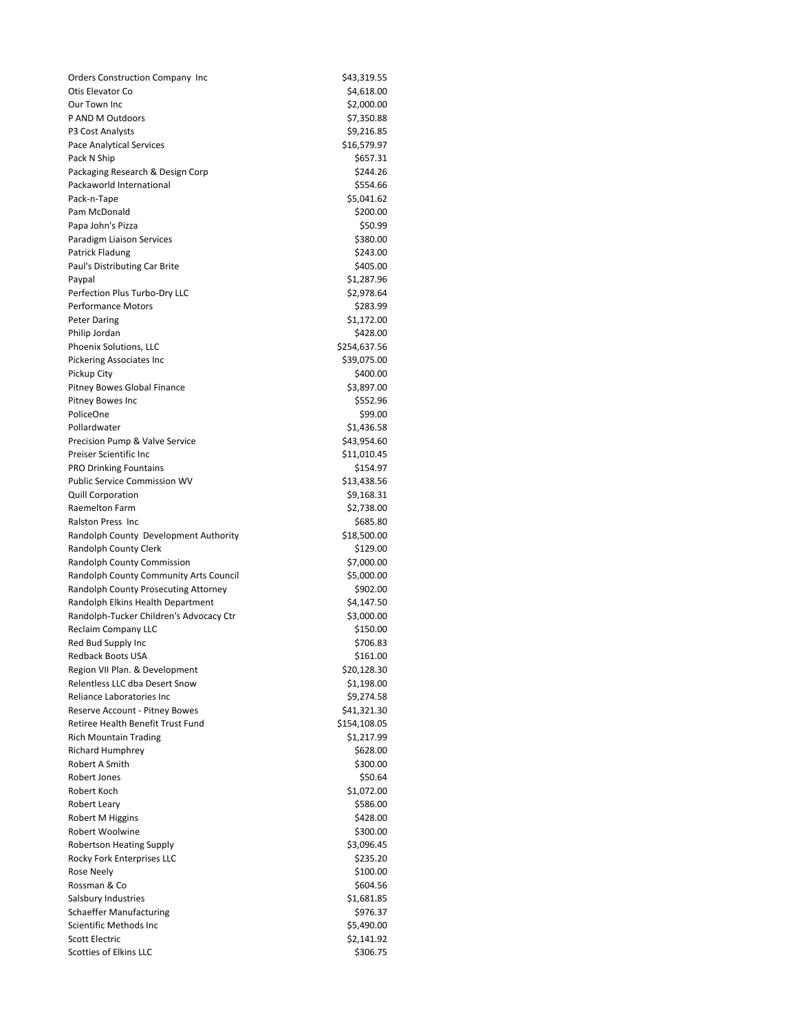| | |
|---|---|
| Orders Construction Company Inc | $43,319.55 |
| Otis Elevator Co | $4,618.00 |
| Our Town Inc | $2,000.00 |
| P AND M Outdoors | $7,350.88 |
| P3 Cost Analysts | $9,216.85 |
| Pace Analytical Services | $16,579.97 |
| Pack N Ship | $657.31 |
| Packaging Research & Design Corp | $244.26 |
| Packaworld International | $554.66 |
| Pack-n-Tape | $5,041.62 |
| Pam McDonald | $200.00 |
| Papa John's Pizza | $50.99 |
| Paradigm Liaison Services | $380.00 |
| Patrick Fladung | $243.00 |
| Paul's Distributing Car Brite | $405.00 |
| Paypal | $1,287.96 |
| Perfection Plus Turbo-Dry LLC | $2,978.64 |
| Performance Motors | $283.99 |
| Peter Daring | $1,172.00 |
| Philip Jordan | $428.00 |
| Phoenix Solutions, LLC | $254,637.56 |
| Pickering Associates Inc | $39,075.00 |
| Pickup City | $400.00 |
| Pitney Bowes Global Finance | $3,897.00 |
| Pitney Bowes Inc | $552.96 |
| PoliceOne | $99.00 |
| Pollardwater | $1,436.58 |
| Precision Pump & Valve Service | $43,954.60 |
| Preiser Scientific Inc | $11,010.45 |
| PRO Drinking Fountains | $154.97 |
| Public Service Commission WV | $13,438.56 |
| Quill Corporation | $9,168.31 |
| Raemelton Farm | $2,738.00 |
| Ralston Press Inc | $685.80 |
| Randolph County Development Authority | $18,500.00 |
| Randolph County Clerk | $129.00 |
| Randolph County Commission | $7,000.00 |
| Randolph County Community Arts Council | $5,000.00 |
| Randolph County Prosecuting Attorney | $902.00 |
| Randolph Elkins Health Department | $4,147.50 |
| Randolph-Tucker Children's Advocacy Ctr | $3,000.00 |
| Reclaim Company LLC | $150.00 |
| Red Bud Supply Inc | $706.83 |
| Redback Boots USA | $161.00 |
| Region VII Plan. & Development | $20,128.30 |
| Relentless LLC dba Desert Snow | $1,198.00 |
| Reliance Laboratories Inc | $9,274.58 |
| Reserve Account - Pitney Bowes | $41,321.30 |
| Retiree Health Benefit Trust Fund | $154,108.05 |
| Rich Mountain Trading | $1,217.99 |
| Richard Humphrey | $628.00 |
| Robert A Smith | $300.00 |
| Robert Jones | $50.64 |
| Robert Koch | $1,072.00 |
| Robert Leary | $586.00 |
| Robert M Higgins | $428.00 |
| Robert Woolwine | $300.00 |
| Robertson Heating Supply | $3,096.45 |
| Rocky Fork Enterprises LLC | $235.20 |
| Rose Neely | $100.00 |
| Rossman & Co | $604.56 |
| Salsbury Industries | $1,681.85 |
| Schaeffer Manufacturing | $976.37 |
| Scientific Methods Inc | $5,490.00 |
| Scott Electric | $2,141.92 |
| Scotties of Elkins LLC | $306.75 |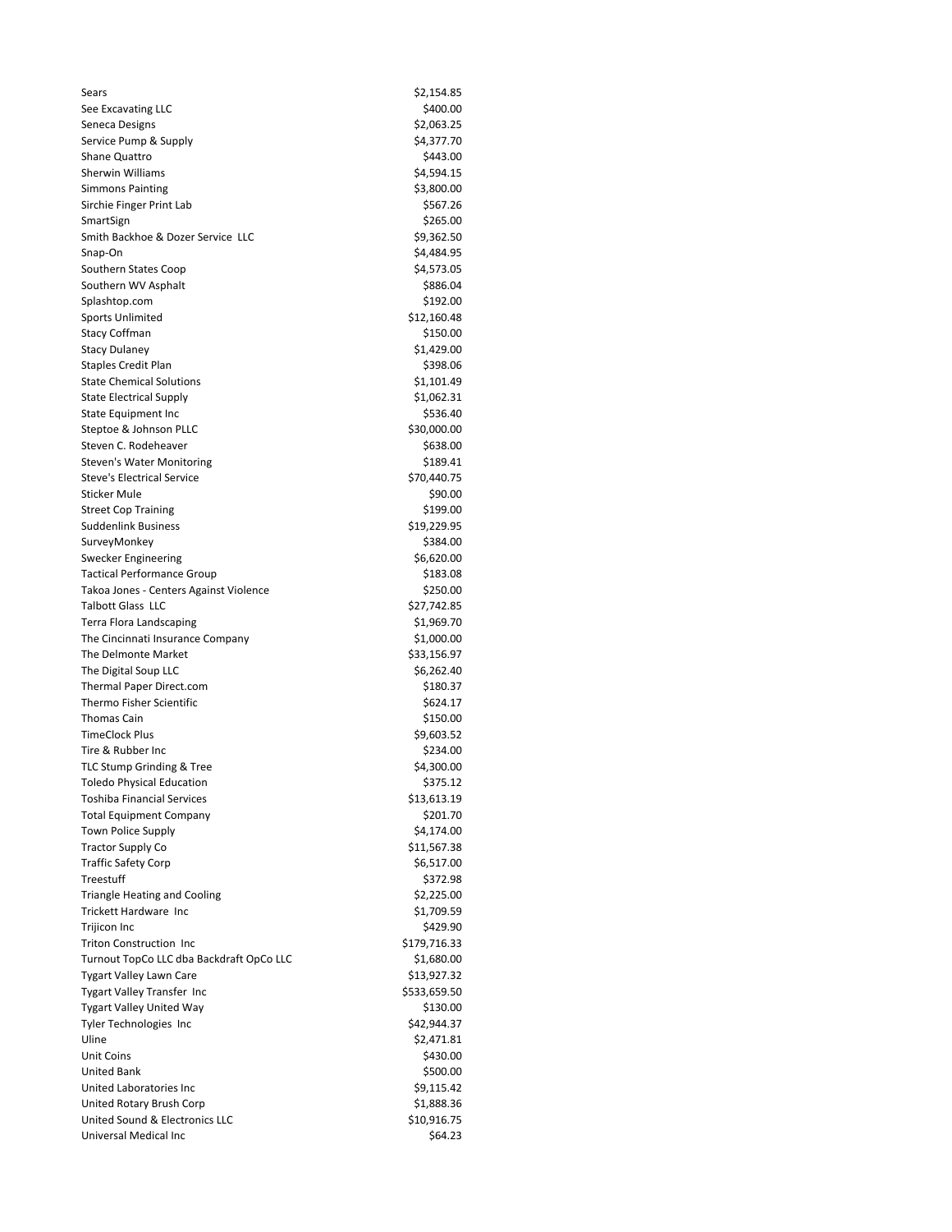| | |
|---|---|
| Sears | $2,154.85 |
| See Excavating LLC | $400.00 |
| Seneca Designs | $2,063.25 |
| Service Pump & Supply | $4,377.70 |
| Shane Quattro | $443.00 |
| Sherwin Williams | $4,594.15 |
| Simmons Painting | $3,800.00 |
| Sirchie Finger Print Lab | $567.26 |
| SmartSign | $265.00 |
| Smith Backhoe & Dozer Service LLC | $9,362.50 |
| Snap-On | $4,484.95 |
| Southern States Coop | $4,573.05 |
| Southern WV Asphalt | $886.04 |
| Splashtop.com | $192.00 |
| Sports Unlimited | $12,160.48 |
| Stacy Coffman | $150.00 |
| Stacy Dulaney | $1,429.00 |
| Staples Credit Plan | $398.06 |
| State Chemical Solutions | $1,101.49 |
| State Electrical Supply | $1,062.31 |
| State Equipment Inc | $536.40 |
| Steptoe & Johnson PLLC | $30,000.00 |
| Steven C. Rodeheaver | $638.00 |
| Steven's Water Monitoring | $189.41 |
| Steve's Electrical Service | $70,440.75 |
| Sticker Mule | $90.00 |
| Street Cop Training | $199.00 |
| Suddenlink Business | $19,229.95 |
| SurveyMonkey | $384.00 |
| Swecker Engineering | $6,620.00 |
| Tactical Performance Group | $183.08 |
| Takoa Jones - Centers Against Violence | $250.00 |
| Talbott Glass LLC | $27,742.85 |
| Terra Flora Landscaping | $1,969.70 |
| The Cincinnati Insurance Company | $1,000.00 |
| The Delmonte Market | $33,156.97 |
| The Digital Soup LLC | $6,262.40 |
| Thermal Paper Direct.com | $180.37 |
| Thermo Fisher Scientific | $624.17 |
| Thomas Cain | $150.00 |
| TimeClock Plus | $9,603.52 |
| Tire & Rubber Inc | $234.00 |
| TLC Stump Grinding & Tree | $4,300.00 |
| Toledo Physical Education | $375.12 |
| Toshiba Financial Services | $13,613.19 |
| Total Equipment Company | $201.70 |
| Town Police Supply | $4,174.00 |
| Tractor Supply Co | $11,567.38 |
| Traffic Safety Corp | $6,517.00 |
| Treestuff | $372.98 |
| Triangle Heating and Cooling | $2,225.00 |
| Trickett Hardware Inc | $1,709.59 |
| Trijicon Inc | $429.90 |
| Triton Construction Inc | $179,716.33 |
| Turnout TopCo LLC dba Backdraft OpCo LLC | $1,680.00 |
| Tygart Valley Lawn Care | $13,927.32 |
| Tygart Valley Transfer Inc | $533,659.50 |
| Tygart Valley United Way | $130.00 |
| Tyler Technologies Inc | $42,944.37 |
| Uline | $2,471.81 |
| Unit Coins | $430.00 |
| United Bank | $500.00 |
| United Laboratories Inc | $9,115.42 |
| United Rotary Brush Corp | $1,888.36 |
| United Sound & Electronics LLC | $10,916.75 |
| Universal Medical Inc | $64.23 |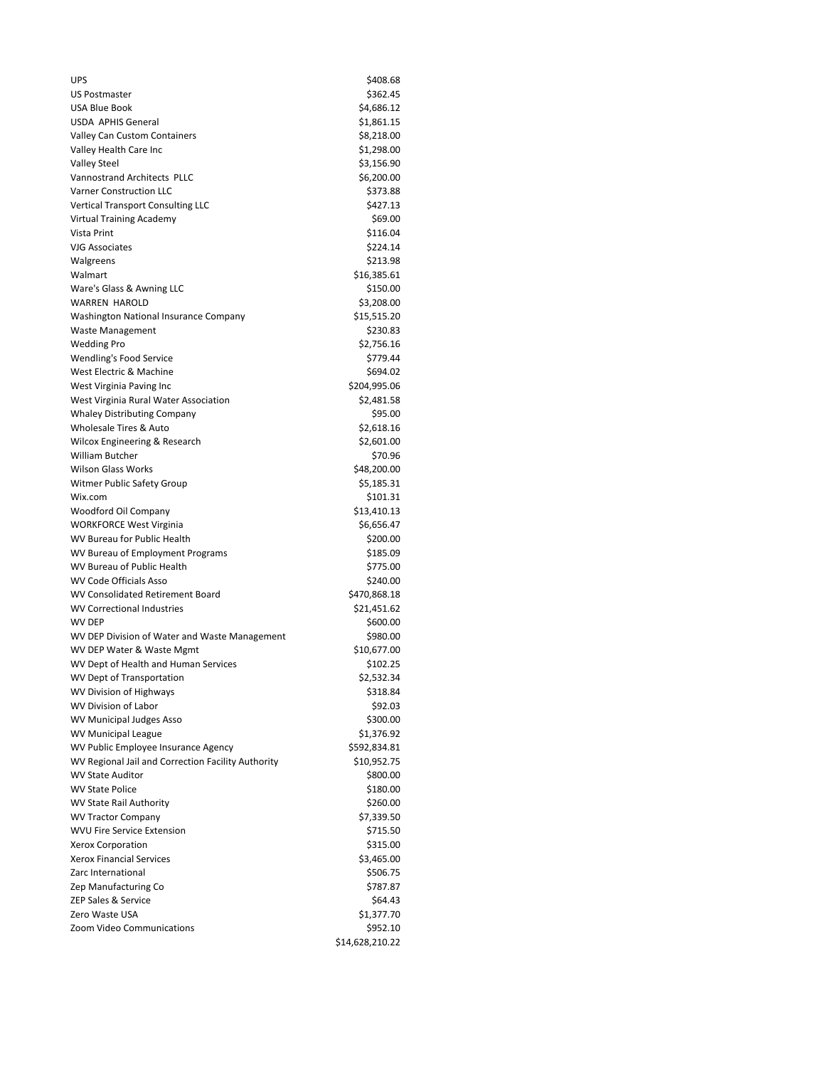| | |
|---|---|
| UPS | $408.68 |
| US Postmaster | $362.45 |
| USA Blue Book | $4,686.12 |
| USDA APHIS General | $1,861.15 |
| Valley Can Custom Containers | $8,218.00 |
| Valley Health Care Inc | $1,298.00 |
| Valley Steel | $3,156.90 |
| Vannostrand Architects PLLC | $6,200.00 |
| Varner Construction LLC | $373.88 |
| Vertical Transport Consulting LLC | $427.13 |
| Virtual Training Academy | $69.00 |
| Vista Print | $116.04 |
| VJG Associates | $224.14 |
| Walgreens | $213.98 |
| Walmart | $16,385.61 |
| Ware's Glass & Awning LLC | $150.00 |
| WARREN HAROLD | $3,208.00 |
| Washington National Insurance Company | $15,515.20 |
| Waste Management | $230.83 |
| Wedding Pro | $2,756.16 |
| Wendling's Food Service | $779.44 |
| West Electric & Machine | $694.02 |
| West Virginia Paving Inc | $204,995.06 |
| West Virginia Rural Water Association | $2,481.58 |
| Whaley Distributing Company | $95.00 |
| Wholesale Tires & Auto | $2,618.16 |
| Wilcox Engineering & Research | $2,601.00 |
| William Butcher | $70.96 |
| Wilson Glass Works | $48,200.00 |
| Witmer Public Safety Group | $5,185.31 |
| Wix.com | $101.31 |
| Woodford Oil Company | $13,410.13 |
| WORKFORCE West Virginia | $6,656.47 |
| WV Bureau for Public Health | $200.00 |
| WV Bureau of Employment Programs | $185.09 |
| WV Bureau of Public Health | $775.00 |
| WV Code Officials Asso | $240.00 |
| WV Consolidated Retirement Board | $470,868.18 |
| WV Correctional Industries | $21,451.62 |
| WV DEP | $600.00 |
| WV DEP Division of Water and Waste Management | $980.00 |
| WV DEP Water & Waste Mgmt | $10,677.00 |
| WV Dept of Health and Human Services | $102.25 |
| WV Dept of Transportation | $2,532.34 |
| WV Division of Highways | $318.84 |
| WV Division of Labor | $92.03 |
| WV Municipal Judges Asso | $300.00 |
| WV Municipal League | $1,376.92 |
| WV Public Employee Insurance Agency | $592,834.81 |
| WV Regional Jail and Correction Facility Authority | $10,952.75 |
| WV State Auditor | $800.00 |
| WV State Police | $180.00 |
| WV State Rail Authority | $260.00 |
| WV Tractor Company | $7,339.50 |
| WVU Fire Service Extension | $715.50 |
| Xerox Corporation | $315.00 |
| Xerox Financial Services | $3,465.00 |
| Zarc International | $506.75 |
| Zep Manufacturing Co | $787.87 |
| ZEP Sales & Service | $64.43 |
| Zero Waste USA | $1,377.70 |
| Zoom Video Communications | $952.10 |
| | $14,628,210.22 |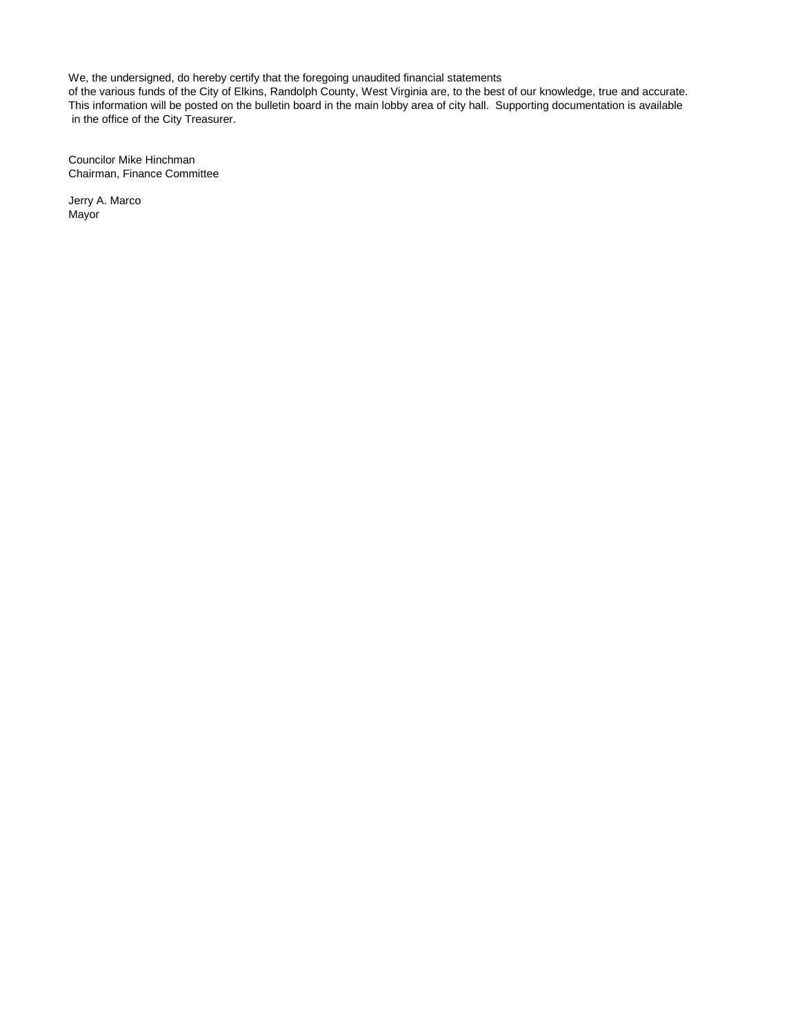We, the undersigned, do hereby certify that the foregoing unaudited financial statements of the various funds of the City of Elkins, Randolph County, West Virginia are, to the best of our knowledge, true and accurate. This information will be posted on the bulletin board in the main lobby area of city hall. Supporting documentation is available in the office of the City Treasurer.

Councilor Mike Hinchman
Chairman, Finance Committee

Jerry A. Marco
Mayor